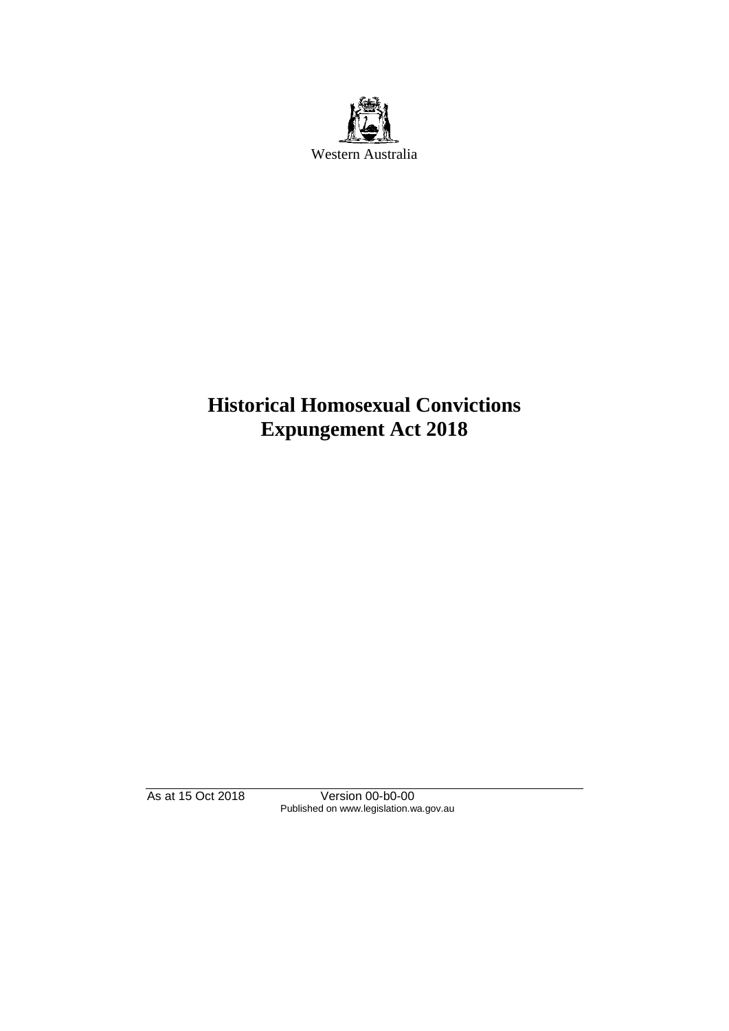Western Australia

# Historical Homosexual Convictions Expungement Act 2018

As at 15 Oct 2018 Version 00-b0-00
Published on www.legislation.wa.gov.au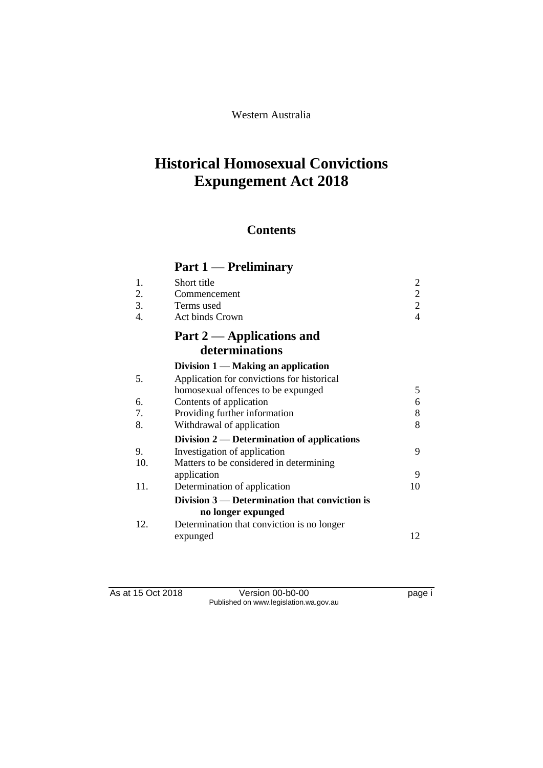Western Australia

# Historical Homosexual Convictions Expungement Act 2018

## Contents

### Part 1 — Preliminary

| | | |
|---|---|---|
| 1. | Short title | 2 |
| 2. | Commencement | 2 |
| 3. | Terms used | 2 |
| 4. | Act binds Crown | 4 |

### Part 2 — Applications and determinations

**Division 1 — Making an application**

| | | |
|---|---|---|
| 5. | Application for convictions for historical homosexual offences to be expunged | 5 |
| 6. | Contents of application | 6 |
| 7. | Providing further information | 8 |
| 8. | Withdrawal of application | 8 |

**Division 2 — Determination of applications**

| | | |
|---|---|---|
| 9. | Investigation of application | 9 |
| 10. | Matters to be considered in determining application | 9 |
| 11. | Determination of application | 10 |

**Division 3 — Determination that conviction is no longer expunged**

| | | |
|---|---|---|
| 12. | Determination that conviction is no longer expunged | 12 |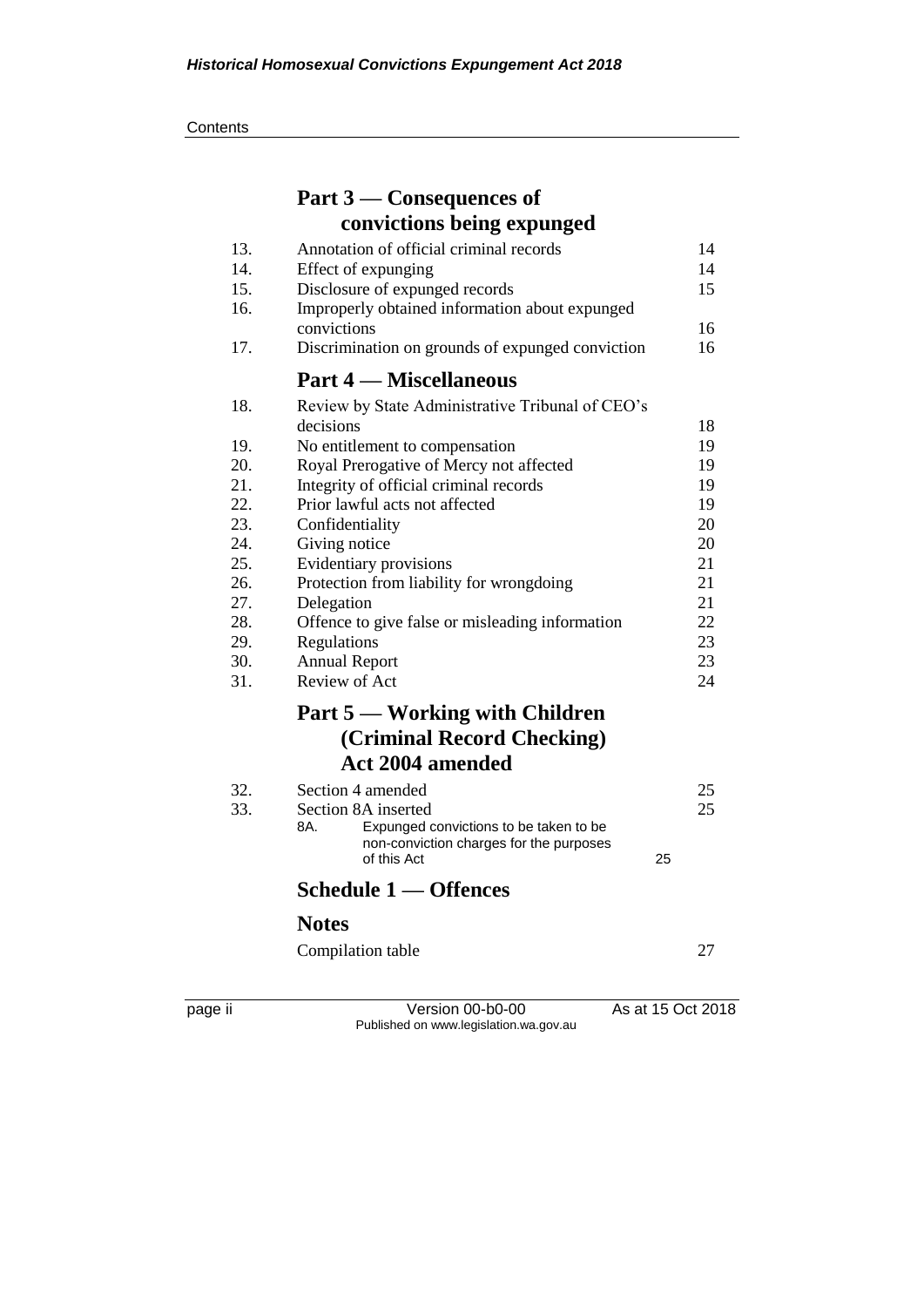Contents

## Part 3 — Consequences of convictions being expunged

| | | |
|---|---|---|
| 13. | Annotation of official criminal records | 14 |
| 14. | Effect of expunging | 14 |
| 15. | Disclosure of expunged records | 15 |
| 16. | Improperly obtained information about expunged convictions | 16 |
| 17. | Discrimination on grounds of expunged conviction | 16 |

## Part 4 — Miscellaneous

| | | |
|---|---|---|
| 18. | Review by State Administrative Tribunal of CEO's decisions | 18 |
| 19. | No entitlement to compensation | 19 |
| 20. | Royal Prerogative of Mercy not affected | 19 |
| 21. | Integrity of official criminal records | 19 |
| 22. | Prior lawful acts not affected | 19 |
| 23. | Confidentiality | 20 |
| 24. | Giving notice | 20 |
| 25. | Evidentiary provisions | 21 |
| 26. | Protection from liability for wrongdoing | 21 |
| 27. | Delegation | 21 |
| 28. | Offence to give false or misleading information | 22 |
| 29. | Regulations | 23 |
| 30. | Annual Report | 23 |
| 31. | Review of Act | 24 |

## Part 5 — Working with Children (Criminal Record Checking) Act 2004 amended

| | | |
|---|---|---|
| 32. | Section 4 amended | 25 |
| 33. | Section 8A inserted | 25 |
| | 8A. Expunged convictions to be taken to be non-conviction charges for the purposes of this Act | 25 |

## Schedule 1 — Offences

## Notes

Compilation table 27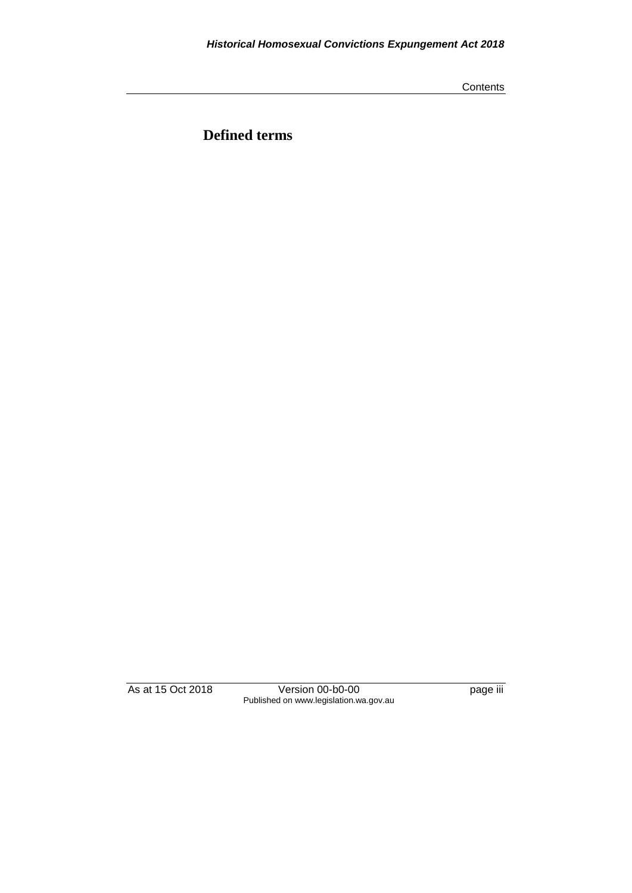# Defined terms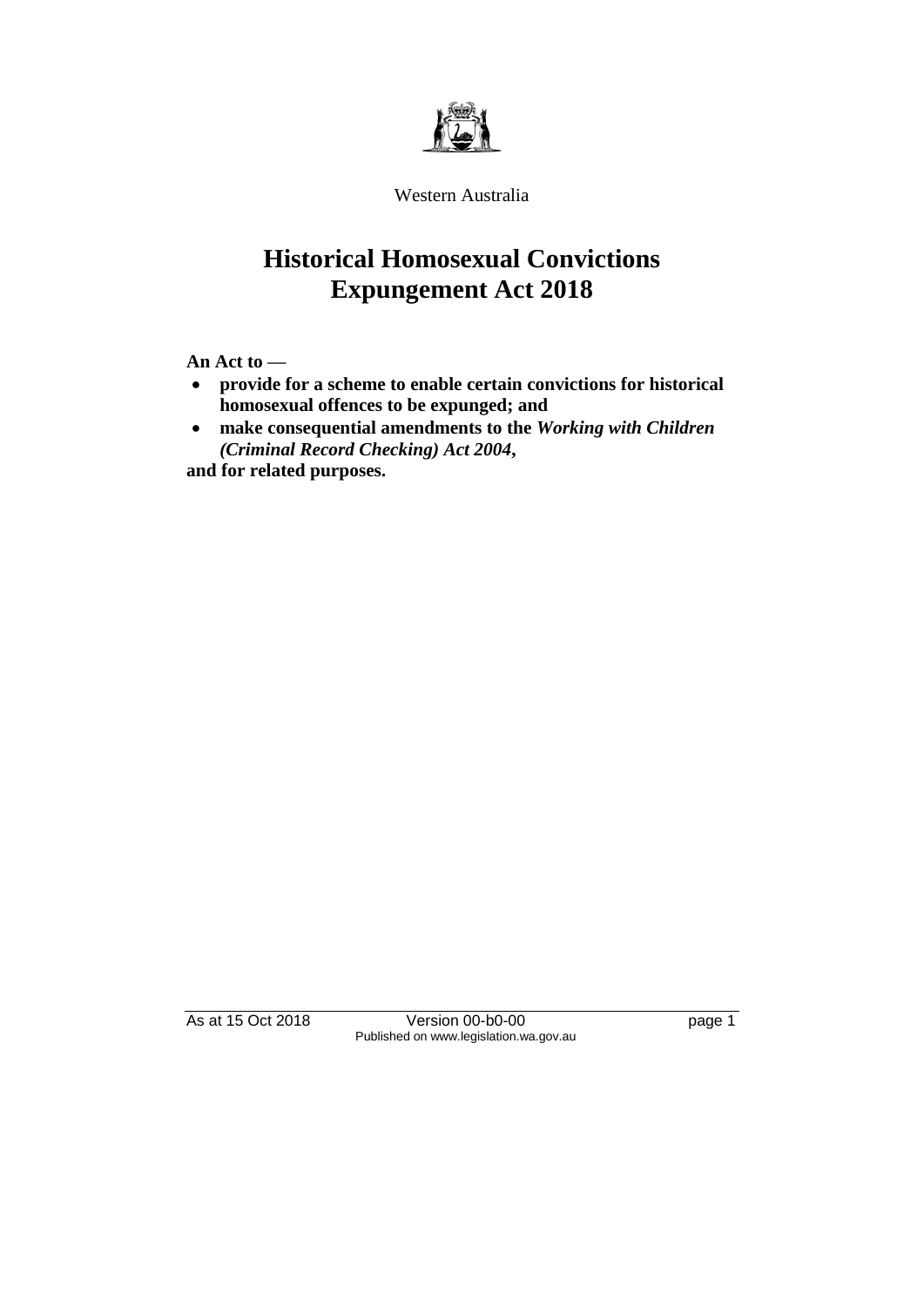Western Australia

# Historical Homosexual Convictions Expungement Act 2018

**An Act to —**

- **provide for a scheme to enable certain convictions for historical homosexual offences to be expunged; and**
- **make consequential amendments to the *Working with Children (Criminal Record Checking) Act 2004*,**

**and for related purposes.**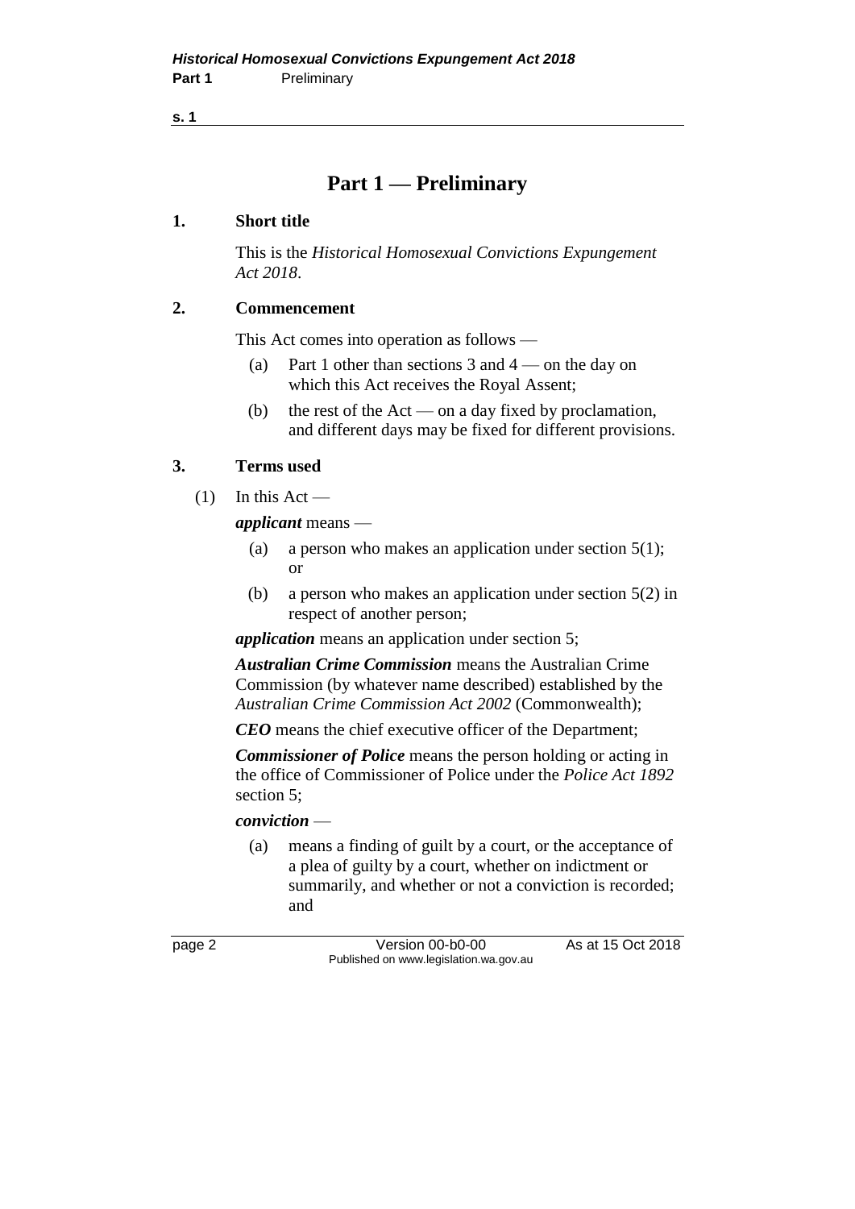# Part 1 — Preliminary

## 1. Short title

This is the *Historical Homosexual Convictions Expungement Act 2018*.

## 2. Commencement

This Act comes into operation as follows —

- (a) Part 1 other than sections 3 and 4 — on the day on which this Act receives the Royal Assent;
- (b) the rest of the Act — on a day fixed by proclamation, and different days may be fixed for different provisions.

## 3. Terms used

(1) In this Act —

***applicant*** means —

- (a) a person who makes an application under section 5(1); or
- (b) a person who makes an application under section 5(2) in respect of another person;

***application*** means an application under section 5;

***Australian Crime Commission*** means the Australian Crime Commission (by whatever name described) established by the *Australian Crime Commission Act 2002* (Commonwealth);

***CEO*** means the chief executive officer of the Department;

***Commissioner of Police*** means the person holding or acting in the office of Commissioner of Police under the *Police Act 1892* section 5;

***conviction*** —

- (a) means a finding of guilt by a court, or the acceptance of a plea of guilty by a court, whether on indictment or summarily, and whether or not a conviction is recorded; and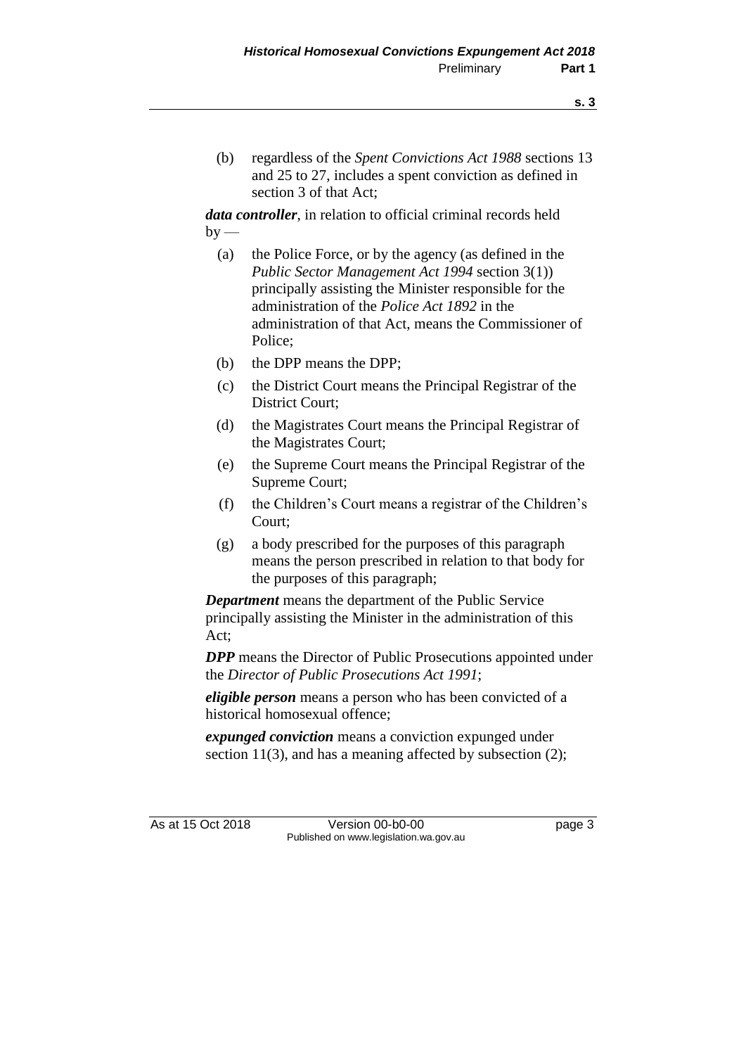(b) regardless of the *Spent Convictions Act 1988* sections 13 and 25 to 27, includes a spent conviction as defined in section 3 of that Act;

***data controller***, in relation to official criminal records held by —

(a) the Police Force, or by the agency (as defined in the *Public Sector Management Act 1994* section 3(1)) principally assisting the Minister responsible for the administration of the *Police Act 1892* in the administration of that Act, means the Commissioner of Police;

(b) the DPP means the DPP;

(c) the District Court means the Principal Registrar of the District Court;

(d) the Magistrates Court means the Principal Registrar of the Magistrates Court;

(e) the Supreme Court means the Principal Registrar of the Supreme Court;

(f) the Children's Court means a registrar of the Children's Court;

(g) a body prescribed for the purposes of this paragraph means the person prescribed in relation to that body for the purposes of this paragraph;

***Department*** means the department of the Public Service principally assisting the Minister in the administration of this Act;

***DPP*** means the Director of Public Prosecutions appointed under the *Director of Public Prosecutions Act 1991*;

***eligible person*** means a person who has been convicted of a historical homosexual offence;

***expunged conviction*** means a conviction expunged under section 11(3), and has a meaning affected by subsection (2);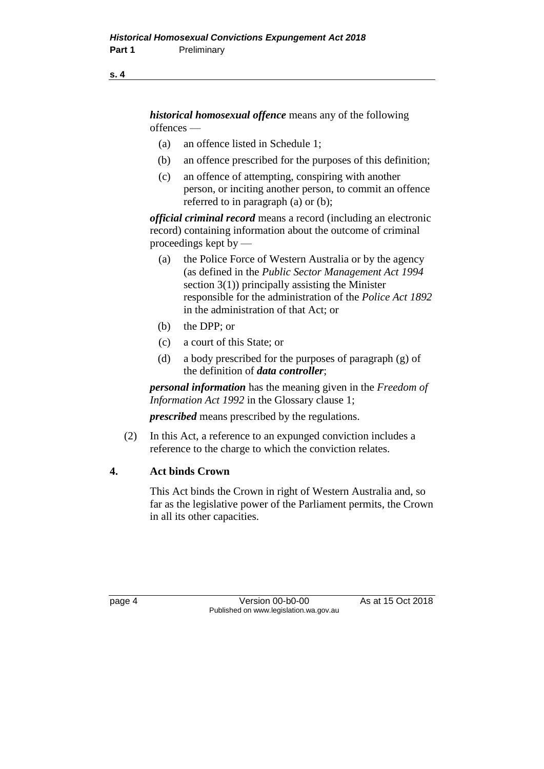***historical homosexual offence*** means any of the following offences —

(a) an offence listed in Schedule 1;

(b) an offence prescribed for the purposes of this definition;

(c) an offence of attempting, conspiring with another person, or inciting another person, to commit an offence referred to in paragraph (a) or (b);

***official criminal record*** means a record (including an electronic record) containing information about the outcome of criminal proceedings kept by —

(a) the Police Force of Western Australia or by the agency (as defined in the *Public Sector Management Act 1994* section 3(1)) principally assisting the Minister responsible for the administration of the *Police Act 1892* in the administration of that Act; or

(b) the DPP; or

(c) a court of this State; or

(d) a body prescribed for the purposes of paragraph (g) of the definition of ***data controller***;

***personal information*** has the meaning given in the *Freedom of Information Act 1992* in the Glossary clause 1;

***prescribed*** means prescribed by the regulations.

(2) In this Act, a reference to an expunged conviction includes a reference to the charge to which the conviction relates.

## 4. Act binds Crown

This Act binds the Crown in right of Western Australia and, so far as the legislative power of the Parliament permits, the Crown in all its other capacities.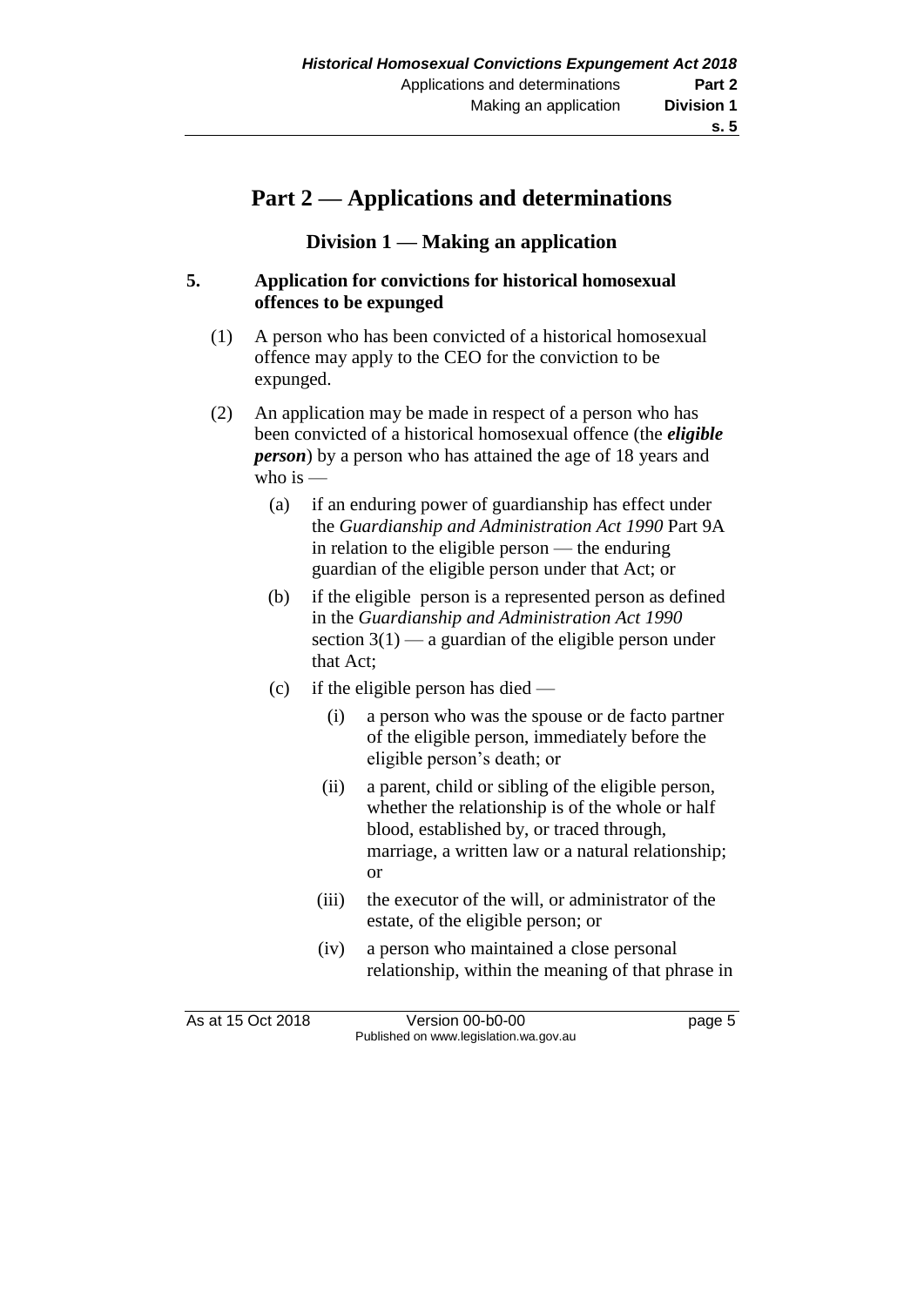# Part 2 — Applications and determinations

## Division 1 — Making an application

### 5. Application for convictions for historical homosexual offences to be expunged

(1) A person who has been convicted of a historical homosexual offence may apply to the CEO for the conviction to be expunged.

(2) An application may be made in respect of a person who has been convicted of a historical homosexual offence (the ***eligible person***) by a person who has attained the age of 18 years and who is —

(a) if an enduring power of guardianship has effect under the *Guardianship and Administration Act 1990* Part 9A in relation to the eligible person — the enduring guardian of the eligible person under that Act; or

(b) if the eligible person is a represented person as defined in the *Guardianship and Administration Act 1990* section 3(1) — a guardian of the eligible person under that Act;

(c) if the eligible person has died —

(i) a person who was the spouse or de facto partner of the eligible person, immediately before the eligible person's death; or

(ii) a parent, child or sibling of the eligible person, whether the relationship is of the whole or half blood, established by, or traced through, marriage, a written law or a natural relationship; or

(iii) the executor of the will, or administrator of the estate, of the eligible person; or

(iv) a person who maintained a close personal relationship, within the meaning of that phrase in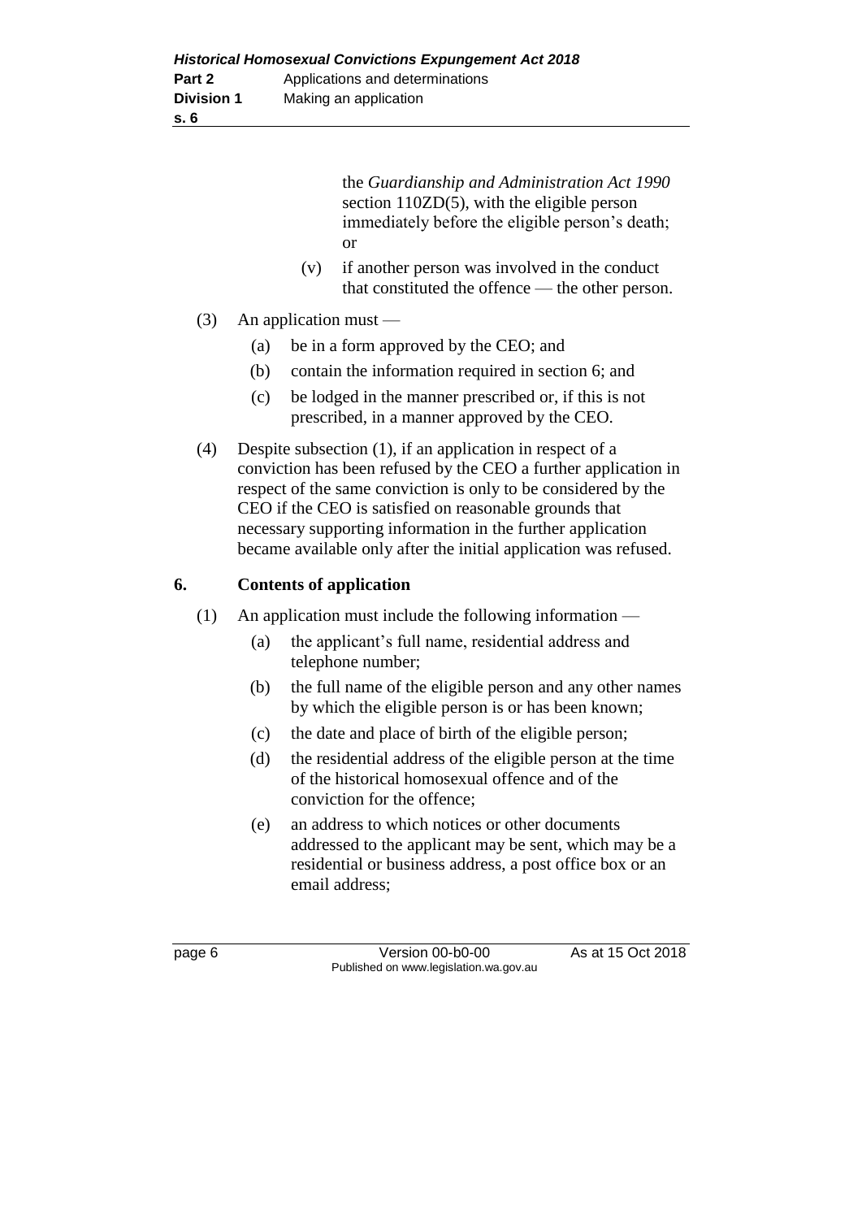the *Guardianship and Administration Act 1990* section 110ZD(5), with the eligible person immediately before the eligible person's death; or

(v) if another person was involved in the conduct that constituted the offence — the other person.

(3) An application must —

(a) be in a form approved by the CEO; and

(b) contain the information required in section 6; and

(c) be lodged in the manner prescribed or, if this is not prescribed, in a manner approved by the CEO.

(4) Despite subsection (1), if an application in respect of a conviction has been refused by the CEO a further application in respect of the same conviction is only to be considered by the CEO if the CEO is satisfied on reasonable grounds that necessary supporting information in the further application became available only after the initial application was refused.

## 6. Contents of application

(1) An application must include the following information —

(a) the applicant's full name, residential address and telephone number;

(b) the full name of the eligible person and any other names by which the eligible person is or has been known;

(c) the date and place of birth of the eligible person;

(d) the residential address of the eligible person at the time of the historical homosexual offence and of the conviction for the offence;

(e) an address to which notices or other documents addressed to the applicant may be sent, which may be a residential or business address, a post office box or an email address;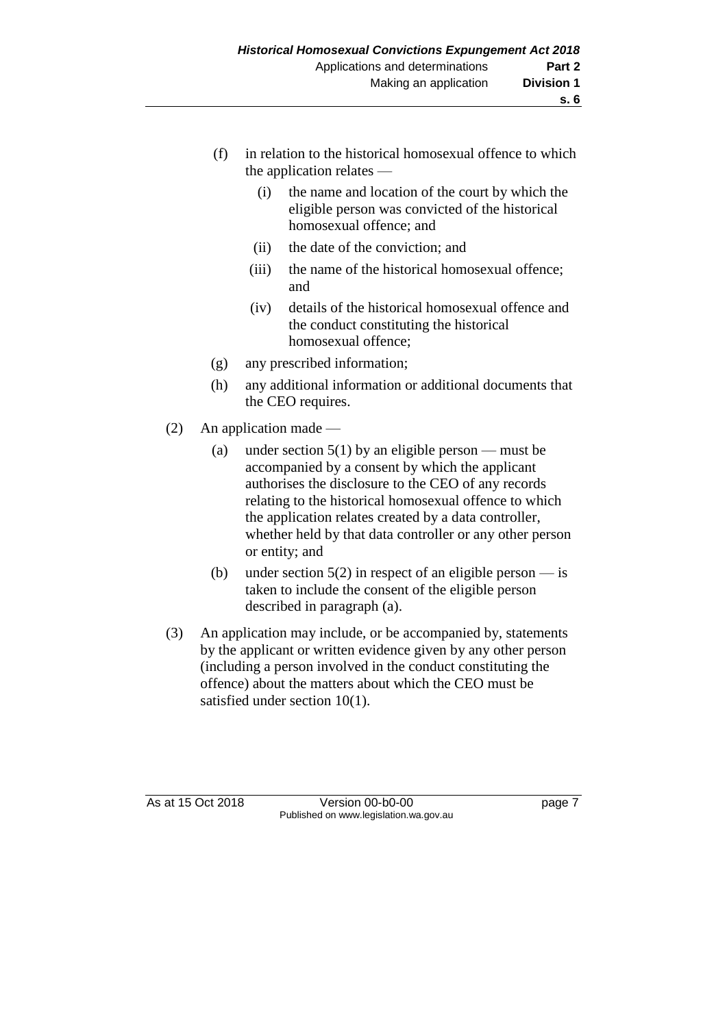(f) in relation to the historical homosexual offence to which the application relates —

   (i) the name and location of the court by which the eligible person was convicted of the historical homosexual offence; and

   (ii) the date of the conviction; and

   (iii) the name of the historical homosexual offence; and

   (iv) details of the historical homosexual offence and the conduct constituting the historical homosexual offence;

(g) any prescribed information;

(h) any additional information or additional documents that the CEO requires.

(2) An application made —

   (a) under section 5(1) by an eligible person — must be accompanied by a consent by which the applicant authorises the disclosure to the CEO of any records relating to the historical homosexual offence to which the application relates created by a data controller, whether held by that data controller or any other person or entity; and

   (b) under section 5(2) in respect of an eligible person — is taken to include the consent of the eligible person described in paragraph (a).

(3) An application may include, or be accompanied by, statements by the applicant or written evidence given by any other person (including a person involved in the conduct constituting the offence) about the matters about which the CEO must be satisfied under section 10(1).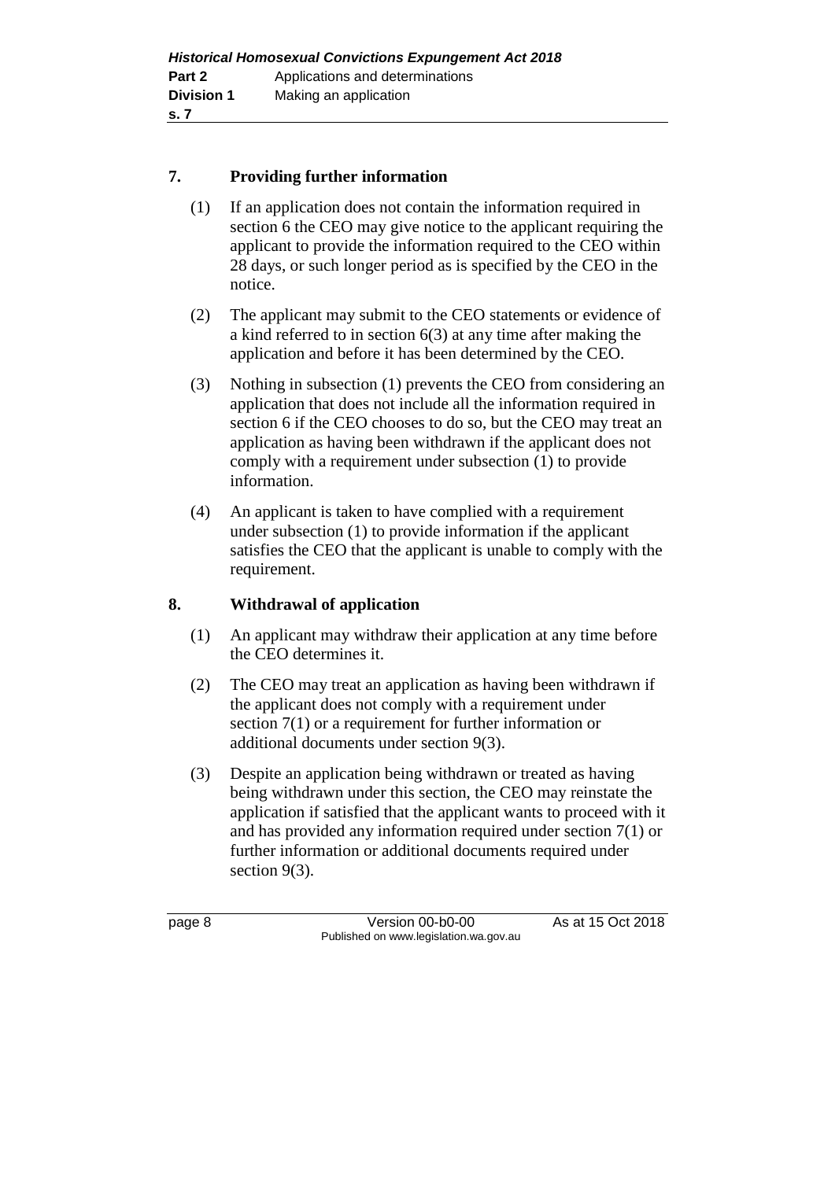## 7. Providing further information

(1) If an application does not contain the information required in section 6 the CEO may give notice to the applicant requiring the applicant to provide the information required to the CEO within 28 days, or such longer period as is specified by the CEO in the notice.

(2) The applicant may submit to the CEO statements or evidence of a kind referred to in section 6(3) at any time after making the application and before it has been determined by the CEO.

(3) Nothing in subsection (1) prevents the CEO from considering an application that does not include all the information required in section 6 if the CEO chooses to do so, but the CEO may treat an application as having been withdrawn if the applicant does not comply with a requirement under subsection (1) to provide information.

(4) An applicant is taken to have complied with a requirement under subsection (1) to provide information if the applicant satisfies the CEO that the applicant is unable to comply with the requirement.

## 8. Withdrawal of application

(1) An applicant may withdraw their application at any time before the CEO determines it.

(2) The CEO may treat an application as having been withdrawn if the applicant does not comply with a requirement under section 7(1) or a requirement for further information or additional documents under section 9(3).

(3) Despite an application being withdrawn or treated as having being withdrawn under this section, the CEO may reinstate the application if satisfied that the applicant wants to proceed with it and has provided any information required under section 7(1) or further information or additional documents required under section 9(3).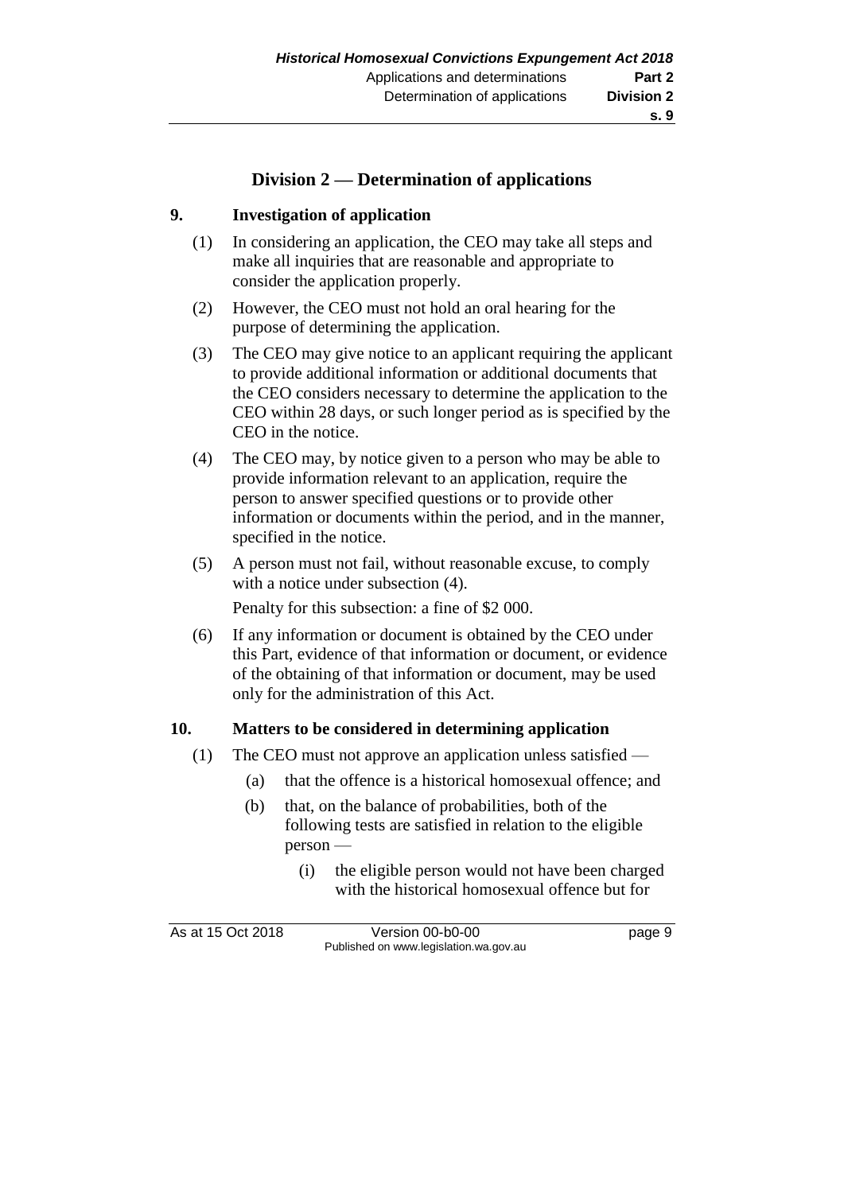## Division 2 — Determination of applications

### 9. Investigation of application

(1) In considering an application, the CEO may take all steps and make all inquiries that are reasonable and appropriate to consider the application properly.

(2) However, the CEO must not hold an oral hearing for the purpose of determining the application.

(3) The CEO may give notice to an applicant requiring the applicant to provide additional information or additional documents that the CEO considers necessary to determine the application to the CEO within 28 days, or such longer period as is specified by the CEO in the notice.

(4) The CEO may, by notice given to a person who may be able to provide information relevant to an application, require the person to answer specified questions or to provide other information or documents within the period, and in the manner, specified in the notice.

(5) A person must not fail, without reasonable excuse, to comply with a notice under subsection (4).

Penalty for this subsection: a fine of $2 000.

(6) If any information or document is obtained by the CEO under this Part, evidence of that information or document, or evidence of the obtaining of that information or document, may be used only for the administration of this Act.

### 10. Matters to be considered in determining application

(1) The CEO must not approve an application unless satisfied —

(a) that the offence is a historical homosexual offence; and

(b) that, on the balance of probabilities, both of the following tests are satisfied in relation to the eligible person —

(i) the eligible person would not have been charged with the historical homosexual offence but for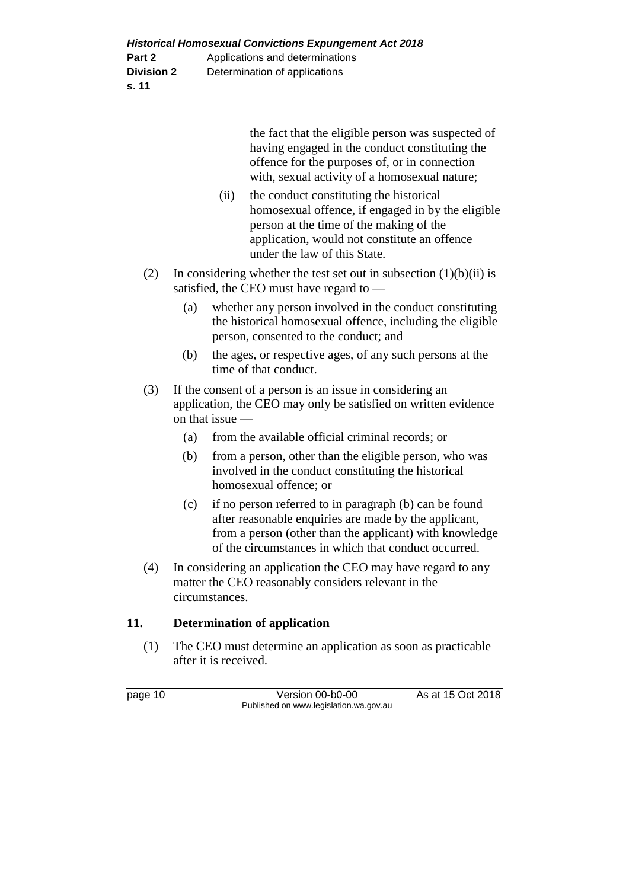the fact that the eligible person was suspected of having engaged in the conduct constituting the offence for the purposes of, or in connection with, sexual activity of a homosexual nature;

(ii) the conduct constituting the historical homosexual offence, if engaged in by the eligible person at the time of the making of the application, would not constitute an offence under the law of this State.

(2) In considering whether the test set out in subsection (1)(b)(ii) is satisfied, the CEO must have regard to —

(a) whether any person involved in the conduct constituting the historical homosexual offence, including the eligible person, consented to the conduct; and

(b) the ages, or respective ages, of any such persons at the time of that conduct.

(3) If the consent of a person is an issue in considering an application, the CEO may only be satisfied on written evidence on that issue —

(a) from the available official criminal records; or

(b) from a person, other than the eligible person, who was involved in the conduct constituting the historical homosexual offence; or

(c) if no person referred to in paragraph (b) can be found after reasonable enquiries are made by the applicant, from a person (other than the applicant) with knowledge of the circumstances in which that conduct occurred.

(4) In considering an application the CEO may have regard to any matter the CEO reasonably considers relevant in the circumstances.

**11. Determination of application**

(1) The CEO must determine an application as soon as practicable after it is received.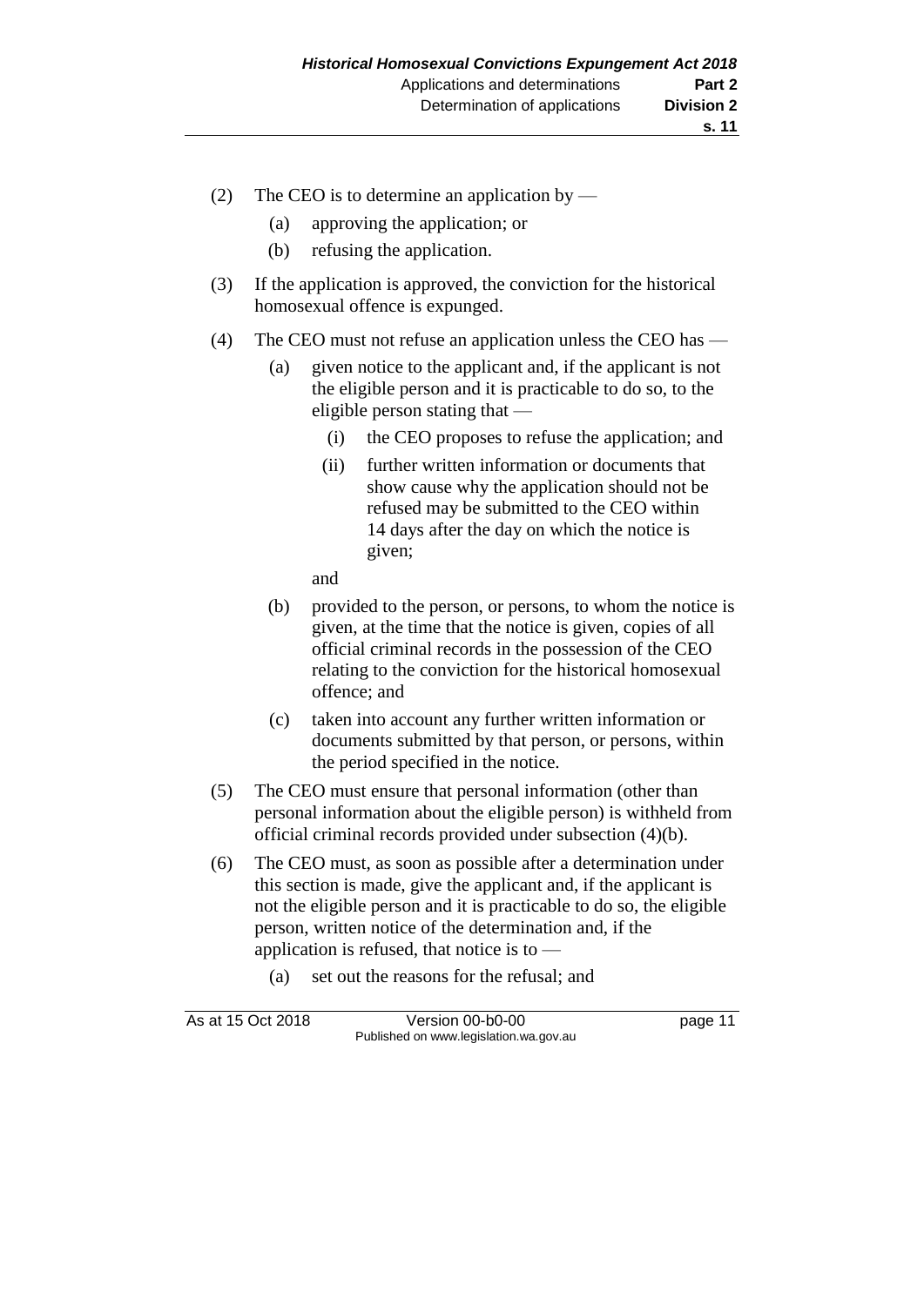(2) The CEO is to determine an application by —

  (a) approving the application; or

  (b) refusing the application.

(3) If the application is approved, the conviction for the historical homosexual offence is expunged.

(4) The CEO must not refuse an application unless the CEO has —

  (a) given notice to the applicant and, if the applicant is not the eligible person and it is practicable to do so, to the eligible person stating that —

    (i) the CEO proposes to refuse the application; and

    (ii) further written information or documents that show cause why the application should not be refused may be submitted to the CEO within 14 days after the day on which the notice is given;

  and

  (b) provided to the person, or persons, to whom the notice is given, at the time that the notice is given, copies of all official criminal records in the possession of the CEO relating to the conviction for the historical homosexual offence; and

  (c) taken into account any further written information or documents submitted by that person, or persons, within the period specified in the notice.

(5) The CEO must ensure that personal information (other than personal information about the eligible person) is withheld from official criminal records provided under subsection (4)(b).

(6) The CEO must, as soon as possible after a determination under this section is made, give the applicant and, if the applicant is not the eligible person and it is practicable to do so, the eligible person, written notice of the determination and, if the application is refused, that notice is to —

  (a) set out the reasons for the refusal; and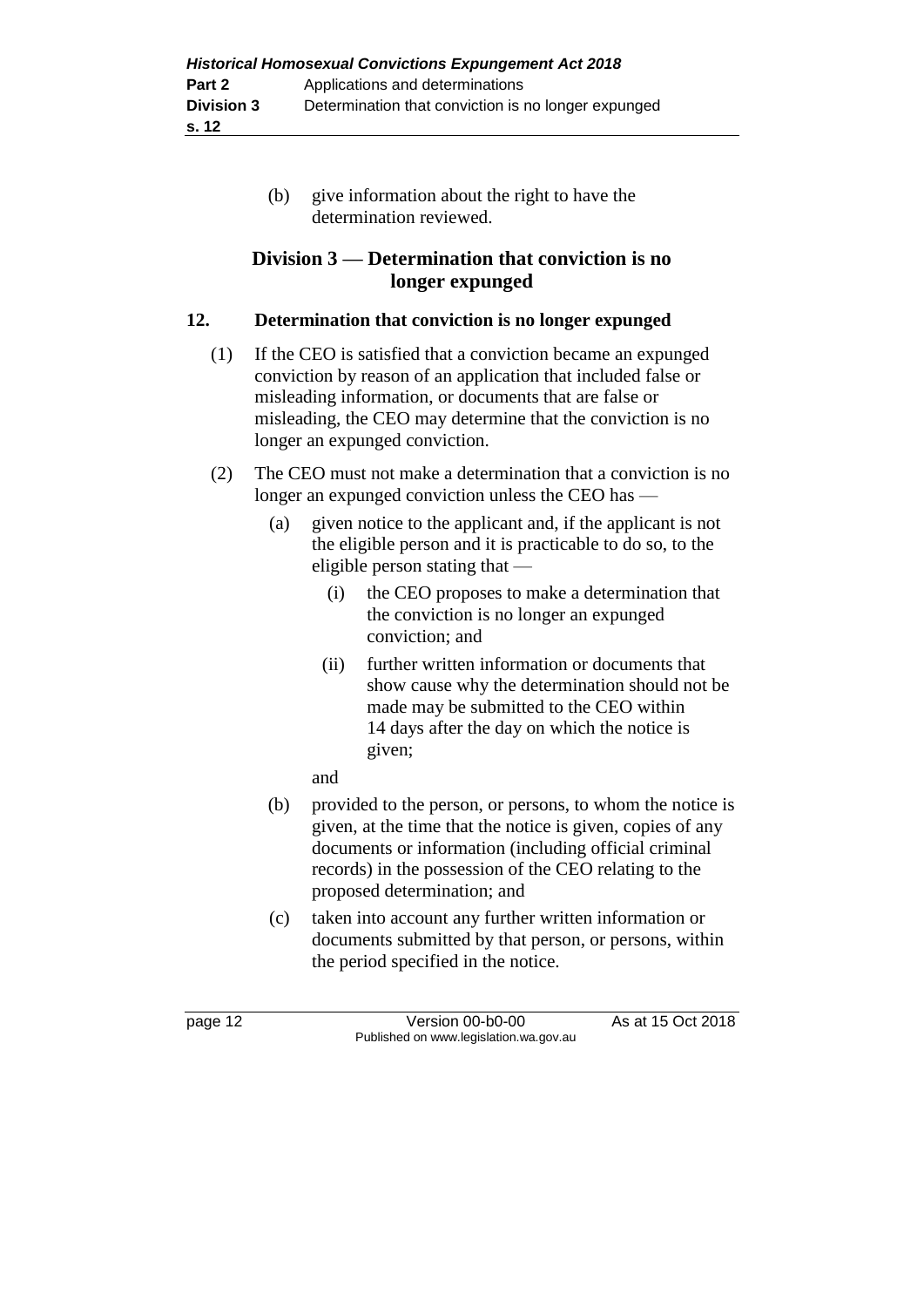(b) give information about the right to have the determination reviewed.

## Division 3 — Determination that conviction is no longer expunged

### 12. Determination that conviction is no longer expunged

(1) If the CEO is satisfied that a conviction became an expunged conviction by reason of an application that included false or misleading information, or documents that are false or misleading, the CEO may determine that the conviction is no longer an expunged conviction.

(2) The CEO must not make a determination that a conviction is no longer an expunged conviction unless the CEO has —

- (a) given notice to the applicant and, if the applicant is not the eligible person and it is practicable to do so, to the eligible person stating that —
  - (i) the CEO proposes to make a determination that the conviction is no longer an expunged conviction; and
  - (ii) further written information or documents that show cause why the determination should not be made may be submitted to the CEO within 14 days after the day on which the notice is given;

  and
- (b) provided to the person, or persons, to whom the notice is given, at the time that the notice is given, copies of any documents or information (including official criminal records) in the possession of the CEO relating to the proposed determination; and
- (c) taken into account any further written information or documents submitted by that person, or persons, within the period specified in the notice.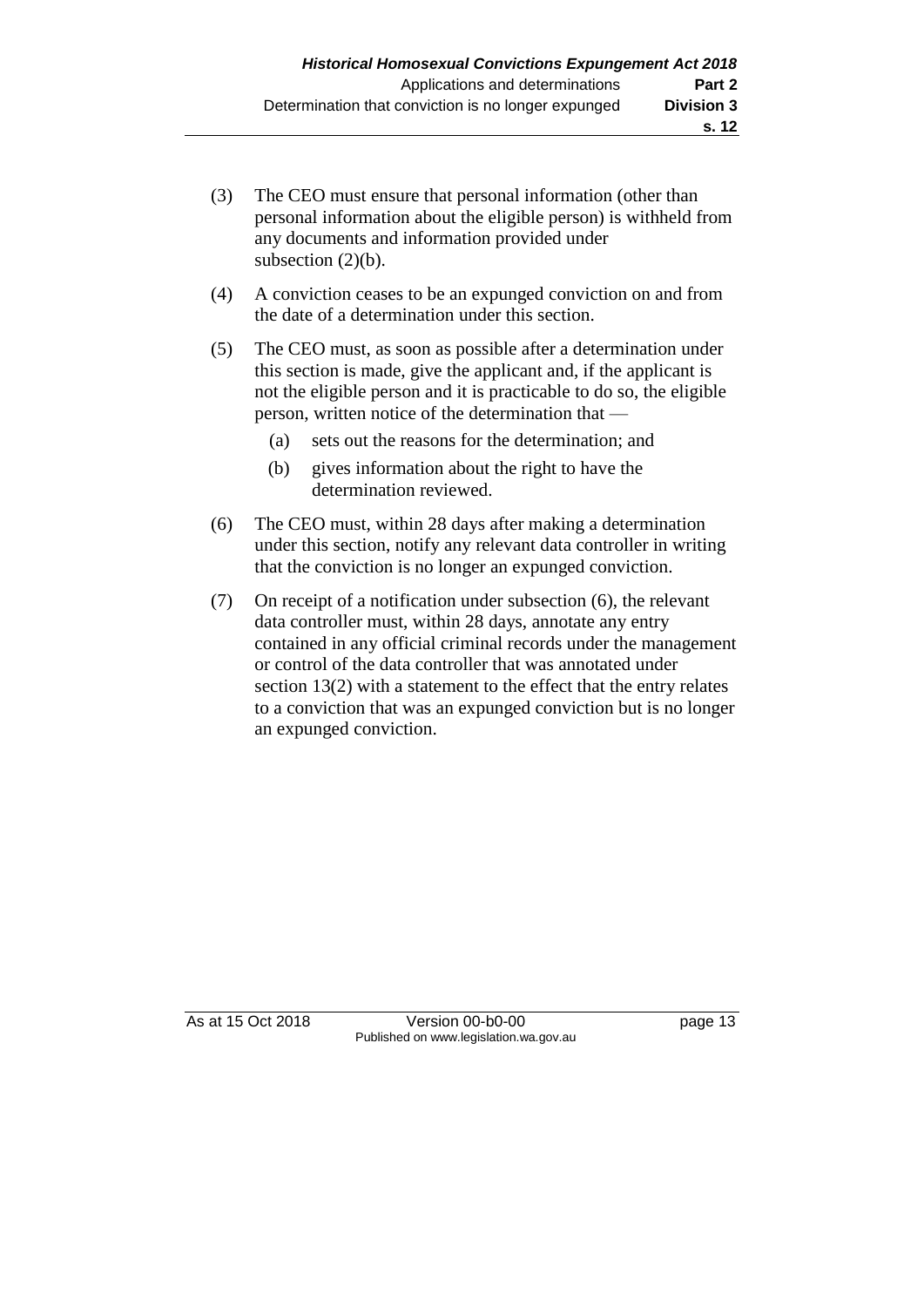(3) The CEO must ensure that personal information (other than personal information about the eligible person) is withheld from any documents and information provided under subsection (2)(b).

(4) A conviction ceases to be an expunged conviction on and from the date of a determination under this section.

(5) The CEO must, as soon as possible after a determination under this section is made, give the applicant and, if the applicant is not the eligible person and it is practicable to do so, the eligible person, written notice of the determination that —

  (a) sets out the reasons for the determination; and

  (b) gives information about the right to have the determination reviewed.

(6) The CEO must, within 28 days after making a determination under this section, notify any relevant data controller in writing that the conviction is no longer an expunged conviction.

(7) On receipt of a notification under subsection (6), the relevant data controller must, within 28 days, annotate any entry contained in any official criminal records under the management or control of the data controller that was annotated under section 13(2) with a statement to the effect that the entry relates to a conviction that was an expunged conviction but is no longer an expunged conviction.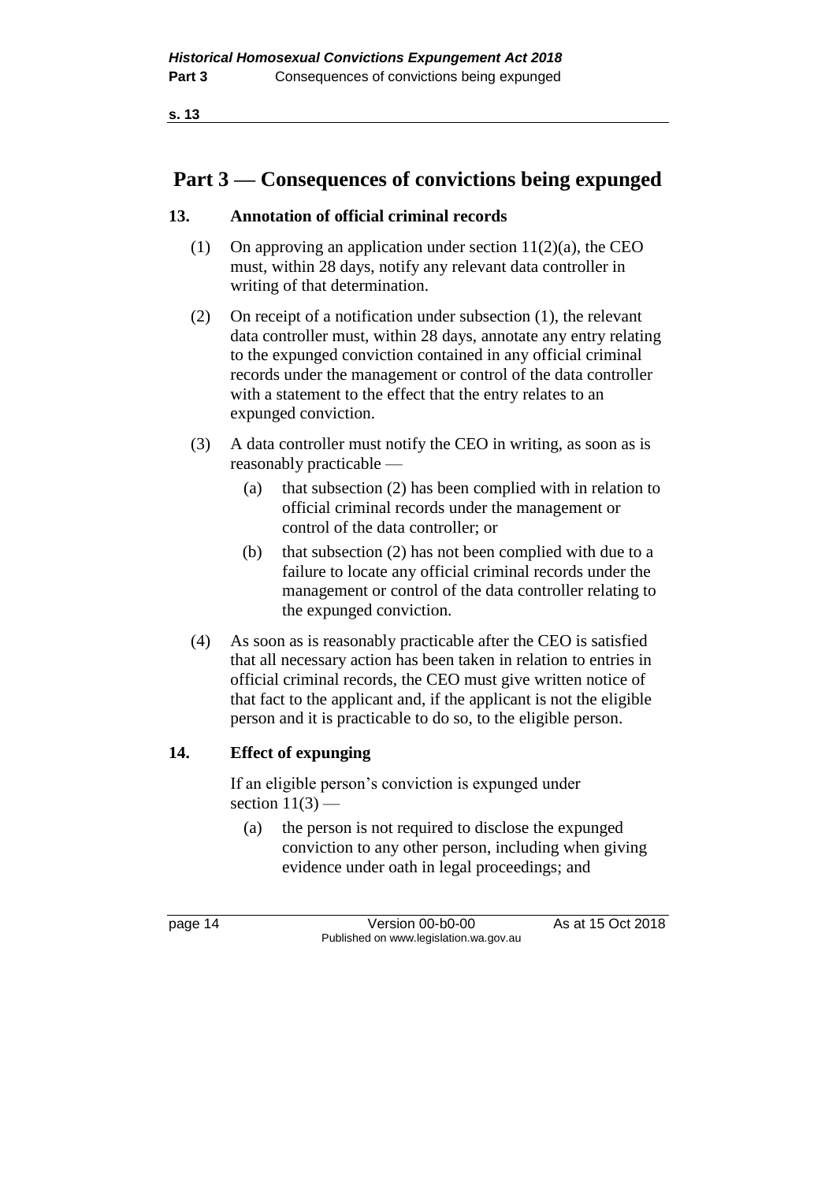# Part 3 — Consequences of convictions being expunged

## 13. Annotation of official criminal records

(1) On approving an application under section 11(2)(a), the CEO must, within 28 days, notify any relevant data controller in writing of that determination.

(2) On receipt of a notification under subsection (1), the relevant data controller must, within 28 days, annotate any entry relating to the expunged conviction contained in any official criminal records under the management or control of the data controller with a statement to the effect that the entry relates to an expunged conviction.

(3) A data controller must notify the CEO in writing, as soon as is reasonably practicable —

(a) that subsection (2) has been complied with in relation to official criminal records under the management or control of the data controller; or

(b) that subsection (2) has not been complied with due to a failure to locate any official criminal records under the management or control of the data controller relating to the expunged conviction.

(4) As soon as is reasonably practicable after the CEO is satisfied that all necessary action has been taken in relation to entries in official criminal records, the CEO must give written notice of that fact to the applicant and, if the applicant is not the eligible person and it is practicable to do so, to the eligible person.

## 14. Effect of expunging

If an eligible person's conviction is expunged under section 11(3) —

(a) the person is not required to disclose the expunged conviction to any other person, including when giving evidence under oath in legal proceedings; and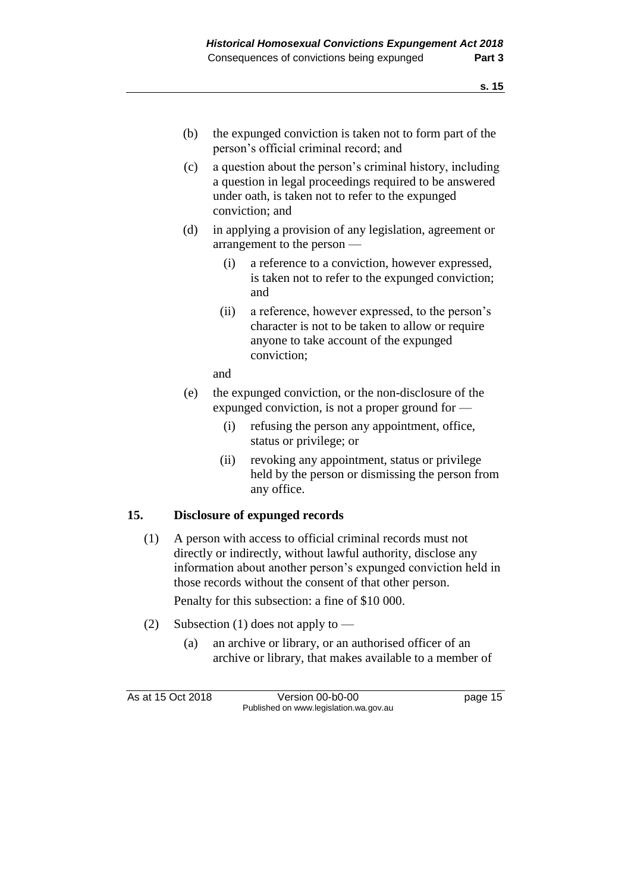(b) the expunged conviction is taken not to form part of the person's official criminal record; and

(c) a question about the person's criminal history, including a question in legal proceedings required to be answered under oath, is taken not to refer to the expunged conviction; and

(d) in applying a provision of any legislation, agreement or arrangement to the person —

  (i) a reference to a conviction, however expressed, is taken not to refer to the expunged conviction; and

  (ii) a reference, however expressed, to the person's character is not to be taken to allow or require anyone to take account of the expunged conviction;

  and

(e) the expunged conviction, or the non-disclosure of the expunged conviction, is not a proper ground for —

  (i) refusing the person any appointment, office, status or privilege; or

  (ii) revoking any appointment, status or privilege held by the person or dismissing the person from any office.

## 15. Disclosure of expunged records

(1) A person with access to official criminal records must not directly or indirectly, without lawful authority, disclose any information about another person's expunged conviction held in those records without the consent of that other person.

Penalty for this subsection: a fine of $10 000.

(2) Subsection (1) does not apply to —

  (a) an archive or library, or an authorised officer of an archive or library, that makes available to a member of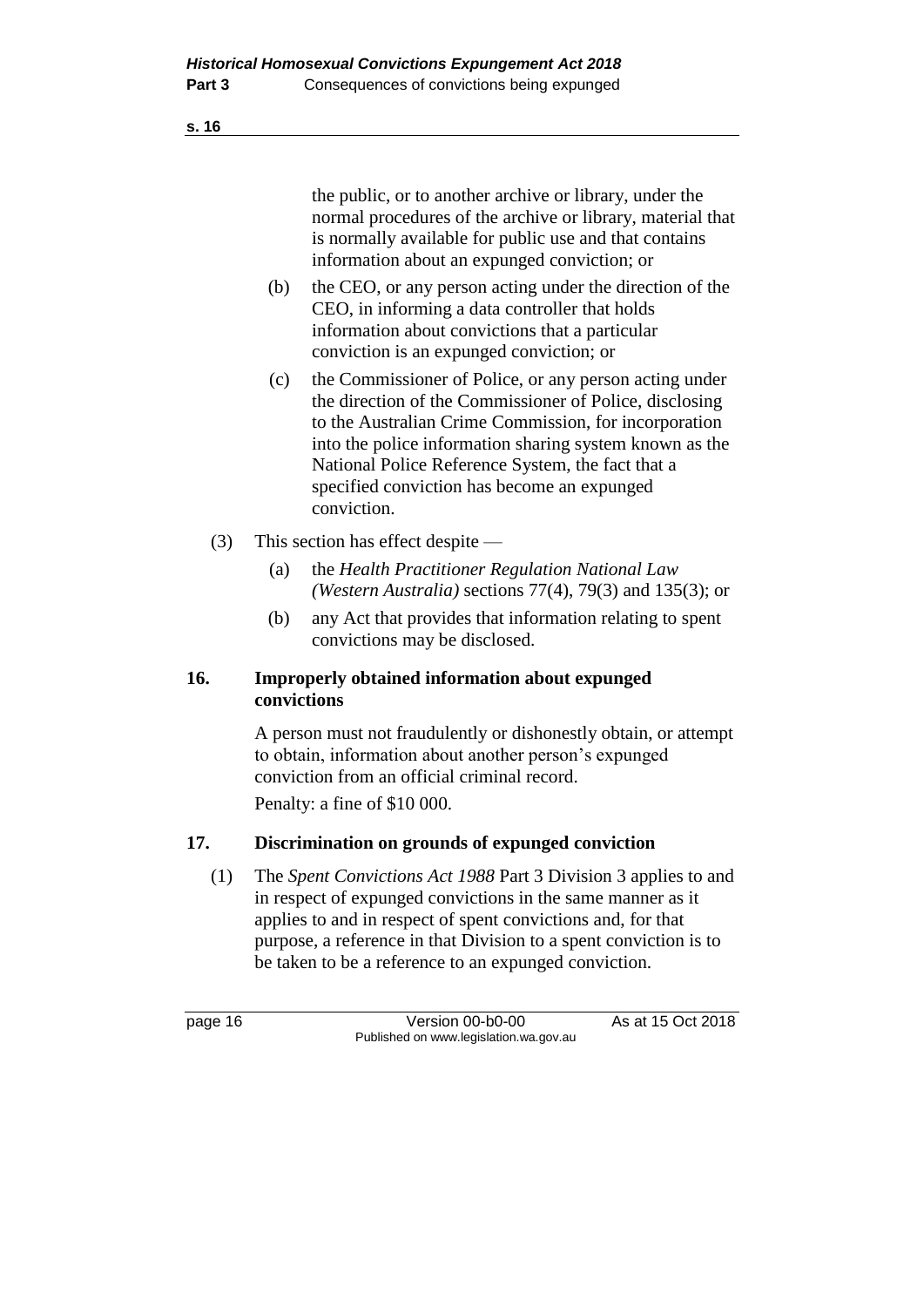the public, or to another archive or library, under the normal procedures of the archive or library, material that is normally available for public use and that contains information about an expunged conviction; or

(b) the CEO, or any person acting under the direction of the CEO, in informing a data controller that holds information about convictions that a particular conviction is an expunged conviction; or

(c) the Commissioner of Police, or any person acting under the direction of the Commissioner of Police, disclosing to the Australian Crime Commission, for incorporation into the police information sharing system known as the National Police Reference System, the fact that a specified conviction has become an expunged conviction.

(3) This section has effect despite —

(a) the *Health Practitioner Regulation National Law (Western Australia)* sections 77(4), 79(3) and 135(3); or

(b) any Act that provides that information relating to spent convictions may be disclosed.

### 16. Improperly obtained information about expunged convictions

A person must not fraudulently or dishonestly obtain, or attempt to obtain, information about another person's expunged conviction from an official criminal record.

Penalty: a fine of $10 000.

### 17. Discrimination on grounds of expunged conviction

(1) The *Spent Convictions Act 1988* Part 3 Division 3 applies to and in respect of expunged convictions in the same manner as it applies to and in respect of spent convictions and, for that purpose, a reference in that Division to a spent conviction is to be taken to be a reference to an expunged conviction.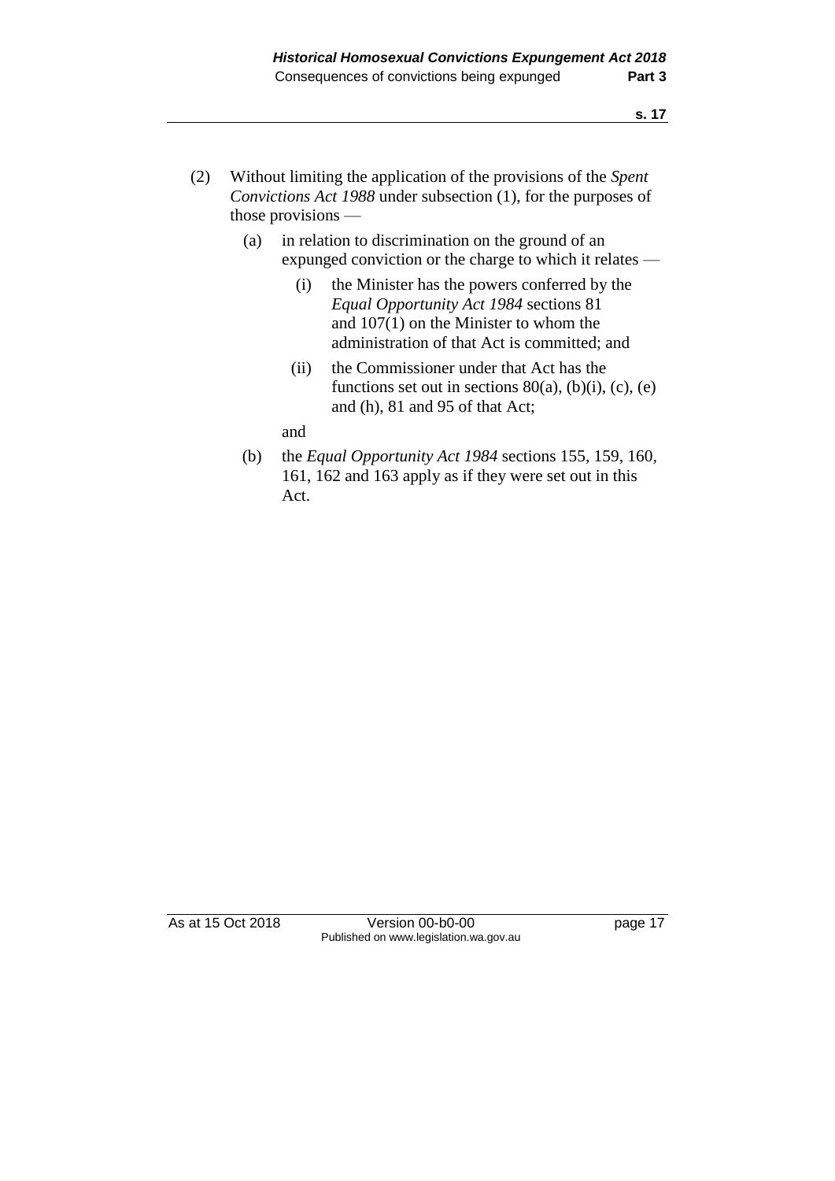(2) Without limiting the application of the provisions of the *Spent Convictions Act 1988* under subsection (1), for the purposes of those provisions —

  (a) in relation to discrimination on the ground of an expunged conviction or the charge to which it relates —

    (i) the Minister has the powers conferred by the *Equal Opportunity Act 1984* sections 81 and 107(1) on the Minister to whom the administration of that Act is committed; and

    (ii) the Commissioner under that Act has the functions set out in sections 80(a), (b)(i), (c), (e) and (h), 81 and 95 of that Act;

  and

  (b) the *Equal Opportunity Act 1984* sections 155, 159, 160, 161, 162 and 163 apply as if they were set out in this Act.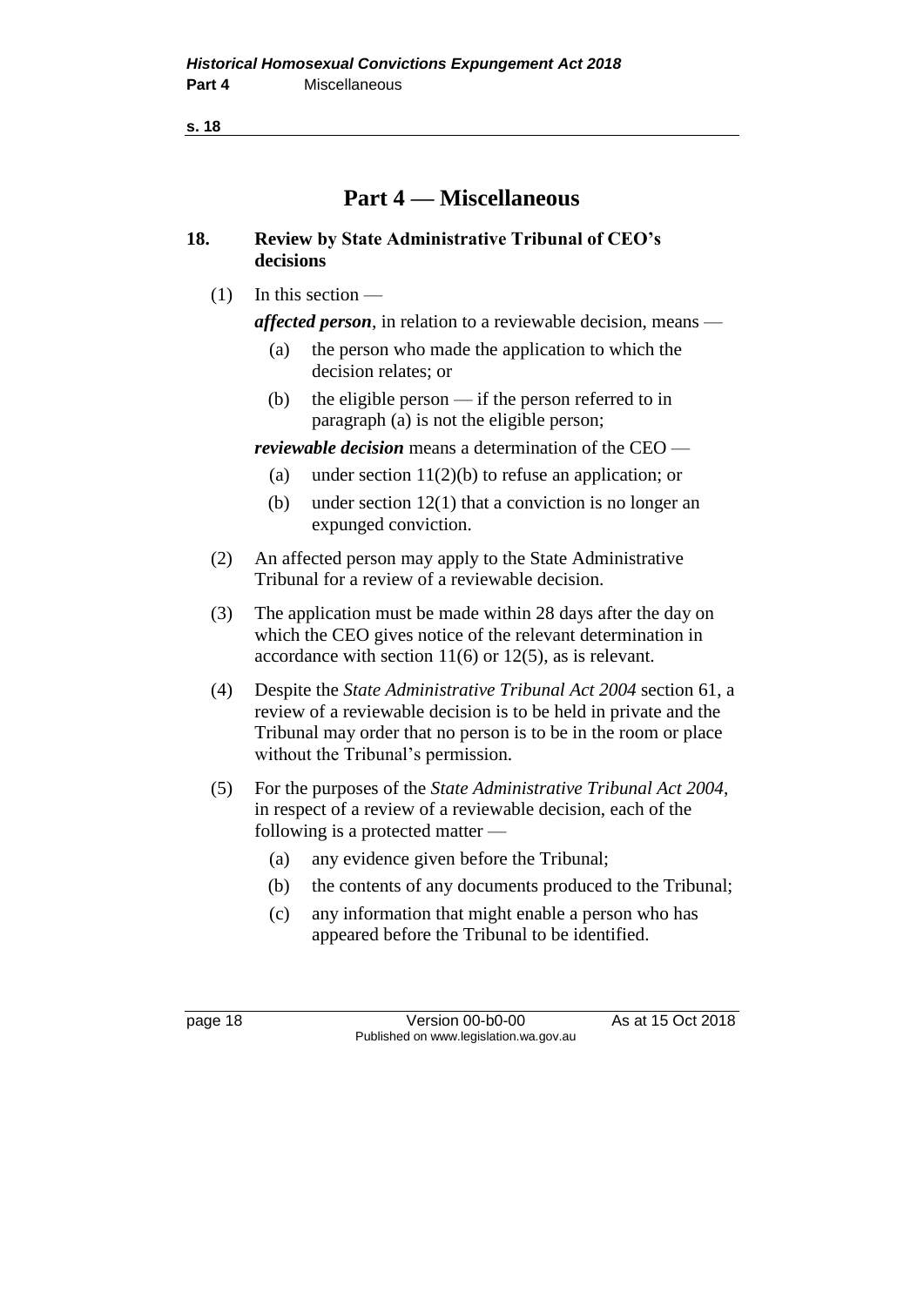# Part 4 — Miscellaneous

## 18. Review by State Administrative Tribunal of CEO's decisions

(1) In this section —

***affected person***, in relation to a reviewable decision, means —

(a) the person who made the application to which the decision relates; or

(b) the eligible person — if the person referred to in paragraph (a) is not the eligible person;

***reviewable decision*** means a determination of the CEO —

(a) under section 11(2)(b) to refuse an application; or

(b) under section 12(1) that a conviction is no longer an expunged conviction.

(2) An affected person may apply to the State Administrative Tribunal for a review of a reviewable decision.

(3) The application must be made within 28 days after the day on which the CEO gives notice of the relevant determination in accordance with section 11(6) or 12(5), as is relevant.

(4) Despite the *State Administrative Tribunal Act 2004* section 61, a review of a reviewable decision is to be held in private and the Tribunal may order that no person is to be in the room or place without the Tribunal's permission.

(5) For the purposes of the *State Administrative Tribunal Act 2004*, in respect of a review of a reviewable decision, each of the following is a protected matter —

(a) any evidence given before the Tribunal;

(b) the contents of any documents produced to the Tribunal;

(c) any information that might enable a person who has appeared before the Tribunal to be identified.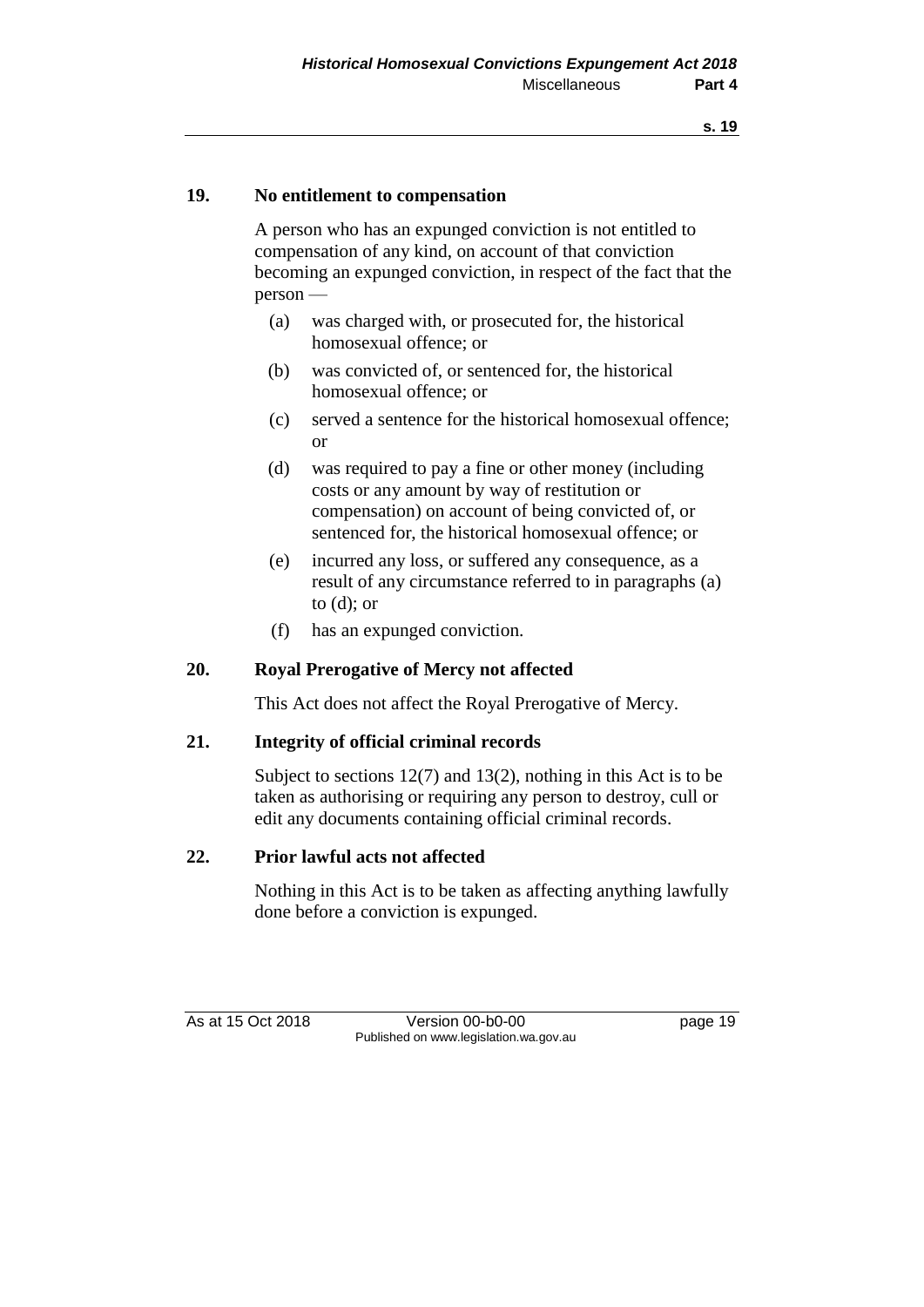## 19. No entitlement to compensation

A person who has an expunged conviction is not entitled to compensation of any kind, on account of that conviction becoming an expunged conviction, in respect of the fact that the person —

(a) was charged with, or prosecuted for, the historical homosexual offence; or

(b) was convicted of, or sentenced for, the historical homosexual offence; or

(c) served a sentence for the historical homosexual offence; or

(d) was required to pay a fine or other money (including costs or any amount by way of restitution or compensation) on account of being convicted of, or sentenced for, the historical homosexual offence; or

(e) incurred any loss, or suffered any consequence, as a result of any circumstance referred to in paragraphs (a) to (d); or

(f) has an expunged conviction.

## 20. Royal Prerogative of Mercy not affected

This Act does not affect the Royal Prerogative of Mercy.

## 21. Integrity of official criminal records

Subject to sections 12(7) and 13(2), nothing in this Act is to be taken as authorising or requiring any person to destroy, cull or edit any documents containing official criminal records.

## 22. Prior lawful acts not affected

Nothing in this Act is to be taken as affecting anything lawfully done before a conviction is expunged.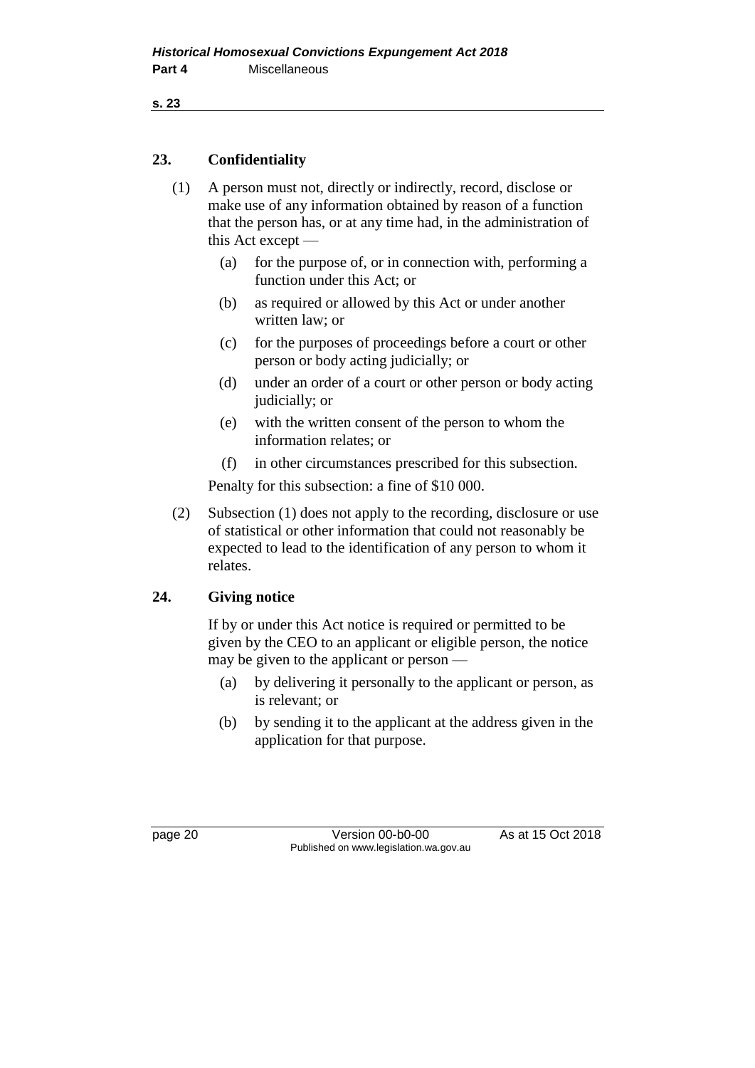## 23. Confidentiality

(1) A person must not, directly or indirectly, record, disclose or make use of any information obtained by reason of a function that the person has, or at any time had, in the administration of this Act except —

- (a) for the purpose of, or in connection with, performing a function under this Act; or
- (b) as required or allowed by this Act or under another written law; or
- (c) for the purposes of proceedings before a court or other person or body acting judicially; or
- (d) under an order of a court or other person or body acting judicially; or
- (e) with the written consent of the person to whom the information relates; or
- (f) in other circumstances prescribed for this subsection.

Penalty for this subsection: a fine of $10 000.

(2) Subsection (1) does not apply to the recording, disclosure or use of statistical or other information that could not reasonably be expected to lead to the identification of any person to whom it relates.

## 24. Giving notice

If by or under this Act notice is required or permitted to be given by the CEO to an applicant or eligible person, the notice may be given to the applicant or person —

- (a) by delivering it personally to the applicant or person, as is relevant; or
- (b) by sending it to the applicant at the address given in the application for that purpose.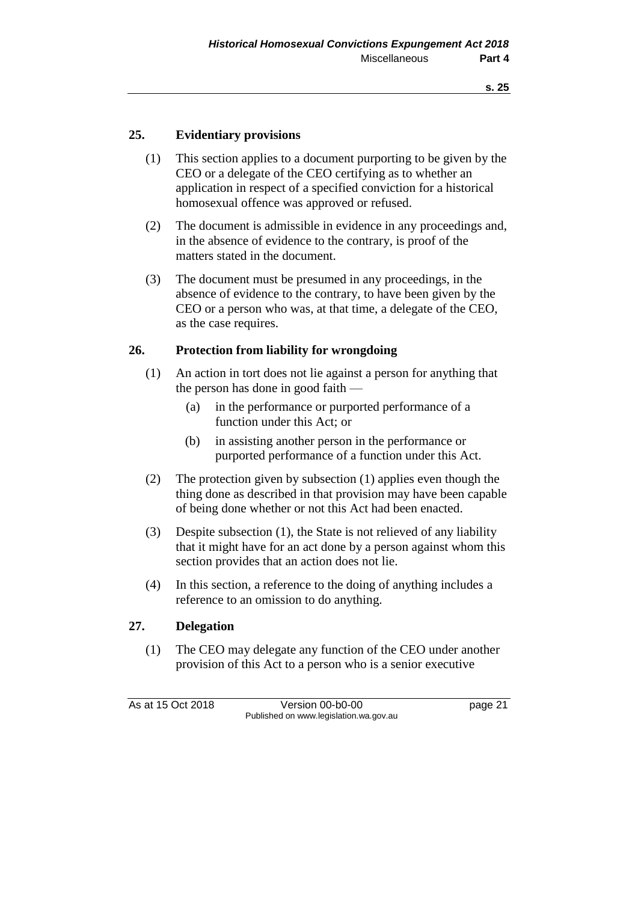## 25. Evidentiary provisions

(1) This section applies to a document purporting to be given by the CEO or a delegate of the CEO certifying as to whether an application in respect of a specified conviction for a historical homosexual offence was approved or refused.

(2) The document is admissible in evidence in any proceedings and, in the absence of evidence to the contrary, is proof of the matters stated in the document.

(3) The document must be presumed in any proceedings, in the absence of evidence to the contrary, to have been given by the CEO or a person who was, at that time, a delegate of the CEO, as the case requires.

## 26. Protection from liability for wrongdoing

(1) An action in tort does not lie against a person for anything that the person has done in good faith —

(a) in the performance or purported performance of a function under this Act; or

(b) in assisting another person in the performance or purported performance of a function under this Act.

(2) The protection given by subsection (1) applies even though the thing done as described in that provision may have been capable of being done whether or not this Act had been enacted.

(3) Despite subsection (1), the State is not relieved of any liability that it might have for an act done by a person against whom this section provides that an action does not lie.

(4) In this section, a reference to the doing of anything includes a reference to an omission to do anything.

## 27. Delegation

(1) The CEO may delegate any function of the CEO under another provision of this Act to a person who is a senior executive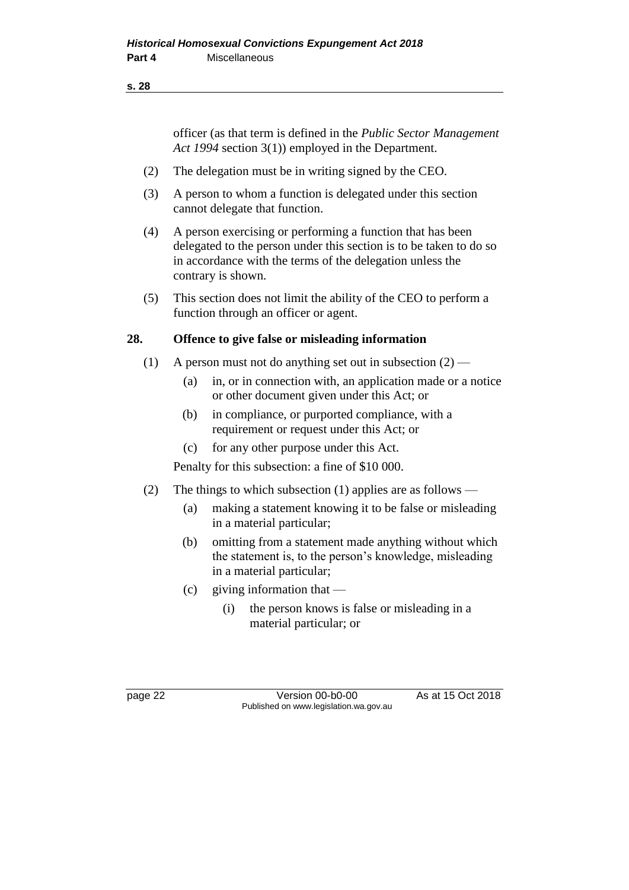officer (as that term is defined in the *Public Sector Management Act 1994* section 3(1)) employed in the Department.

(2) The delegation must be in writing signed by the CEO.

(3) A person to whom a function is delegated under this section cannot delegate that function.

(4) A person exercising or performing a function that has been delegated to the person under this section is to be taken to do so in accordance with the terms of the delegation unless the contrary is shown.

(5) This section does not limit the ability of the CEO to perform a function through an officer or agent.

## 28. Offence to give false or misleading information

(1) A person must not do anything set out in subsection (2) —

(a) in, or in connection with, an application made or a notice or other document given under this Act; or

(b) in compliance, or purported compliance, with a requirement or request under this Act; or

(c) for any other purpose under this Act.

Penalty for this subsection: a fine of $10 000.

(2) The things to which subsection (1) applies are as follows —

(a) making a statement knowing it to be false or misleading in a material particular;

(b) omitting from a statement made anything without which the statement is, to the person's knowledge, misleading in a material particular;

(c) giving information that —

(i) the person knows is false or misleading in a material particular; or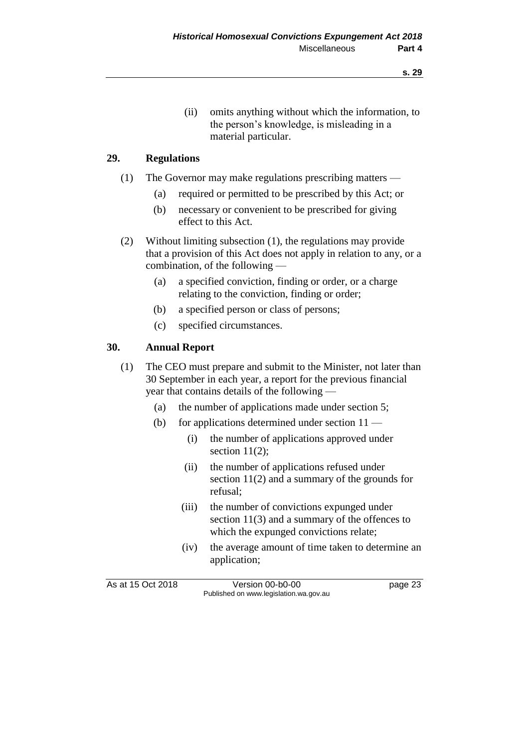(ii) omits anything without which the information, to the person's knowledge, is misleading in a material particular.

## 29. Regulations

(1) The Governor may make regulations prescribing matters —

- (a) required or permitted to be prescribed by this Act; or
- (b) necessary or convenient to be prescribed for giving effect to this Act.

(2) Without limiting subsection (1), the regulations may provide that a provision of this Act does not apply in relation to any, or a combination, of the following —

- (a) a specified conviction, finding or order, or a charge relating to the conviction, finding or order;
- (b) a specified person or class of persons;
- (c) specified circumstances.

## 30. Annual Report

(1) The CEO must prepare and submit to the Minister, not later than 30 September in each year, a report for the previous financial year that contains details of the following —

- (a) the number of applications made under section 5;
- (b) for applications determined under section 11 —
  - (i) the number of applications approved under section 11(2);
  - (ii) the number of applications refused under section 11(2) and a summary of the grounds for refusal;
  - (iii) the number of convictions expunged under section 11(3) and a summary of the offences to which the expunged convictions relate;
  - (iv) the average amount of time taken to determine an application;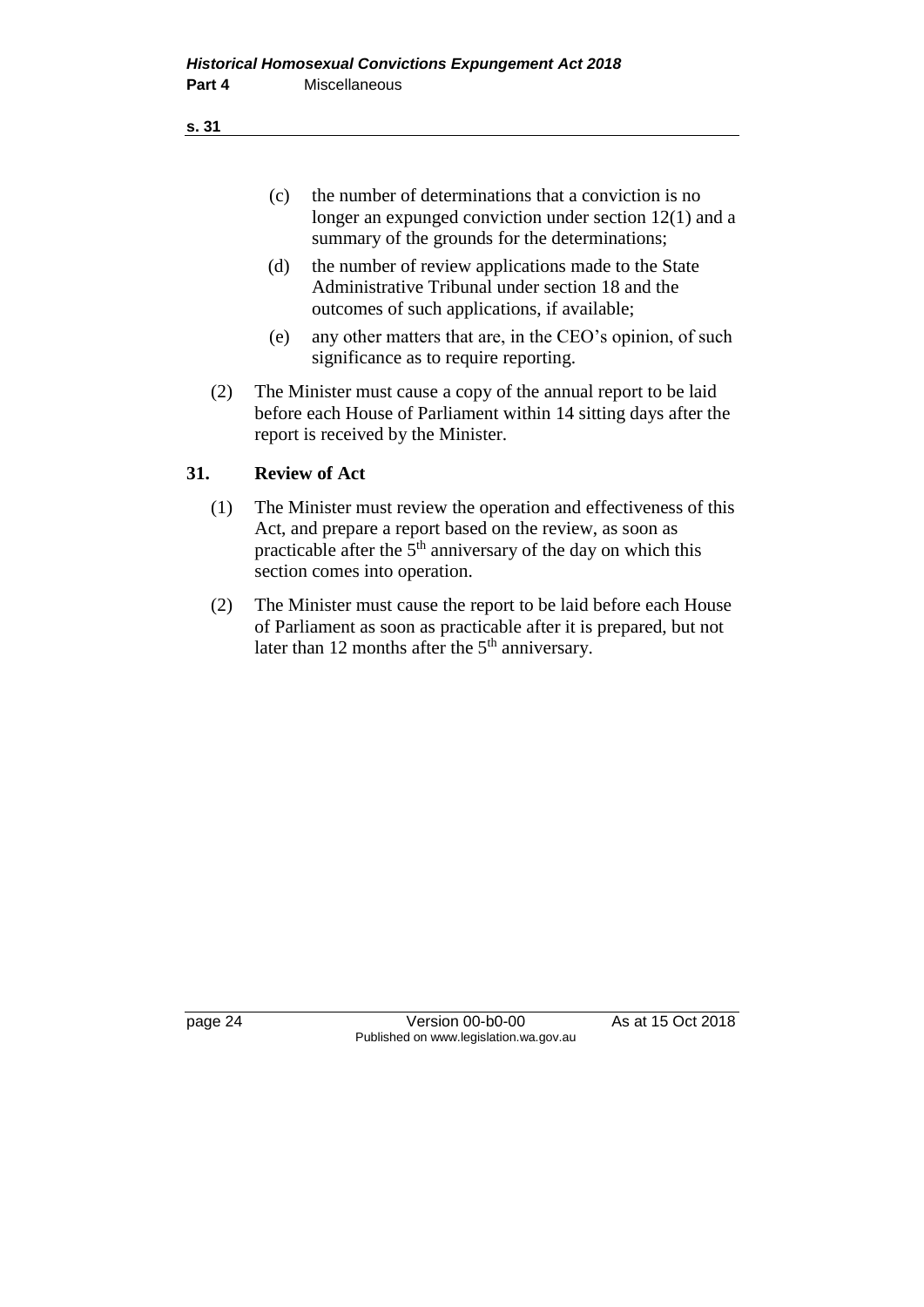(c) the number of determinations that a conviction is no longer an expunged conviction under section 12(1) and a summary of the grounds for the determinations;

(d) the number of review applications made to the State Administrative Tribunal under section 18 and the outcomes of such applications, if available;

(e) any other matters that are, in the CEO's opinion, of such significance as to require reporting.

(2) The Minister must cause a copy of the annual report to be laid before each House of Parliament within 14 sitting days after the report is received by the Minister.

### 31. Review of Act

(1) The Minister must review the operation and effectiveness of this Act, and prepare a report based on the review, as soon as practicable after the 5th anniversary of the day on which this section comes into operation.

(2) The Minister must cause the report to be laid before each House of Parliament as soon as practicable after it is prepared, but not later than 12 months after the 5th anniversary.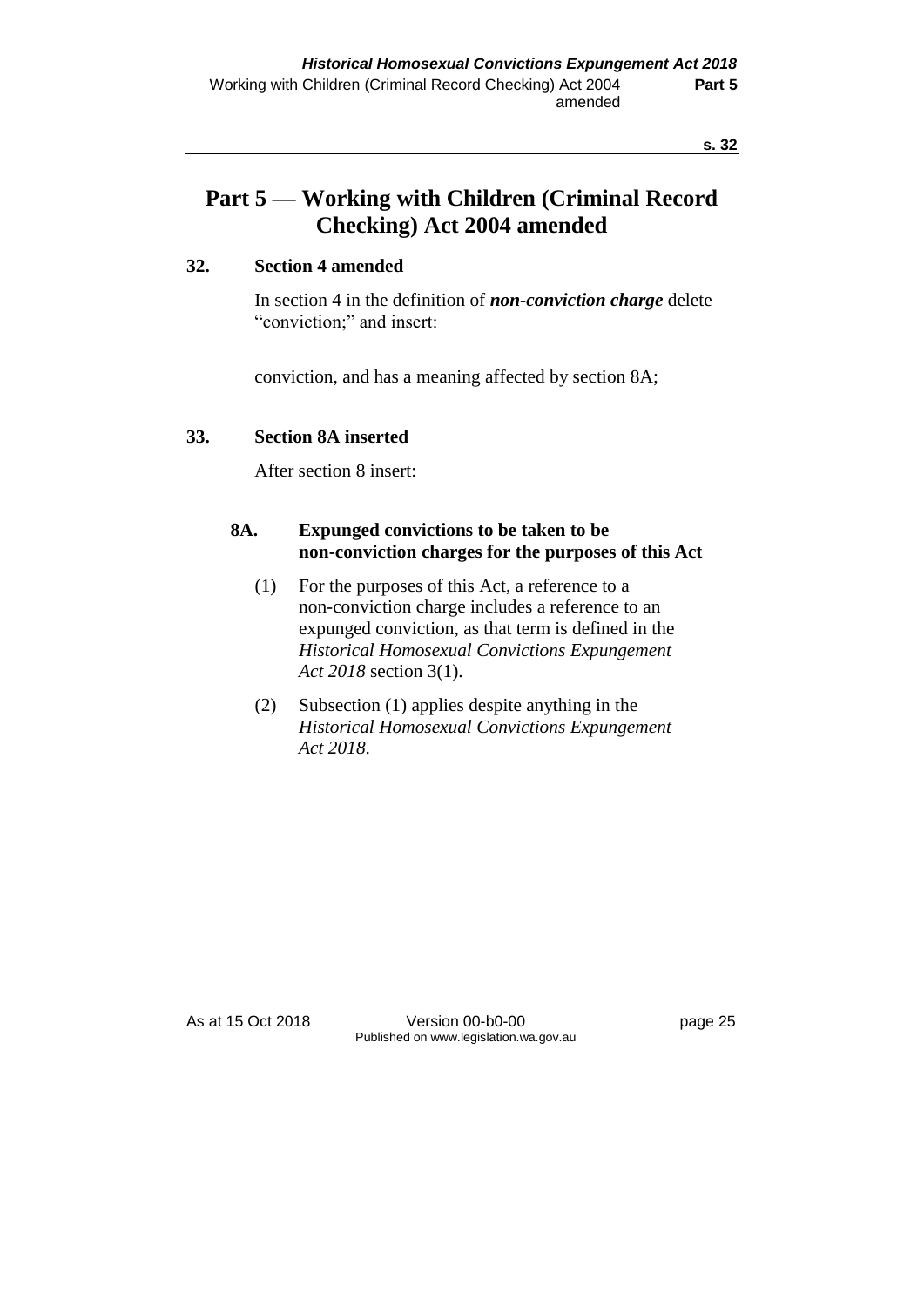# Part 5 — Working with Children (Criminal Record Checking) Act 2004 amended

### 32. Section 4 amended

In section 4 in the definition of ***non-conviction charge*** delete "conviction;" and insert:

conviction, and has a meaning affected by section 8A;

### 33. Section 8A inserted

After section 8 insert:

**8A. Expunged convictions to be taken to be non-conviction charges for the purposes of this Act**

(1) For the purposes of this Act, a reference to a non-conviction charge includes a reference to an expunged conviction, as that term is defined in the *Historical Homosexual Convictions Expungement Act 2018* section 3(1).

(2) Subsection (1) applies despite anything in the *Historical Homosexual Convictions Expungement Act 2018*.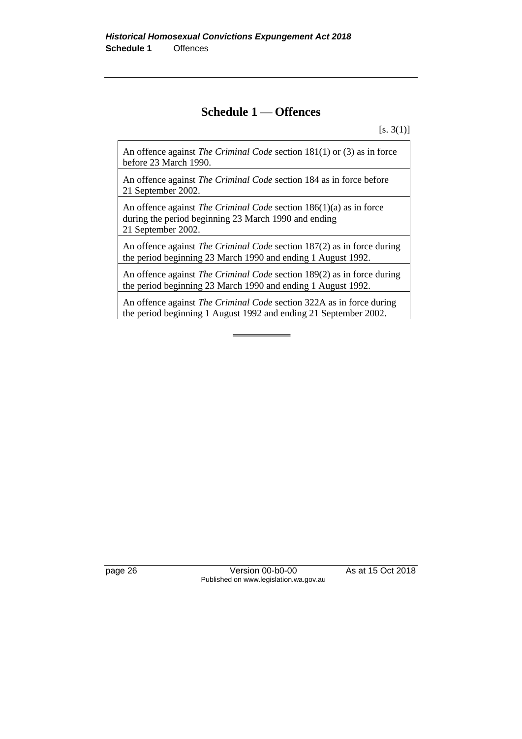# Schedule 1 — Offences

[s. 3(1)]

| |
|---|
| An offence against *The Criminal Code* section 181(1) or (3) as in force before 23 March 1990. |
| An offence against *The Criminal Code* section 184 as in force before 21 September 2002. |
| An offence against *The Criminal Code* section 186(1)(a) as in force during the period beginning 23 March 1990 and ending 21 September 2002. |
| An offence against *The Criminal Code* section 187(2) as in force during the period beginning 23 March 1990 and ending 1 August 1992. |
| An offence against *The Criminal Code* section 189(2) as in force during the period beginning 23 March 1990 and ending 1 August 1992. |
| An offence against *The Criminal Code* section 322A as in force during the period beginning 1 August 1992 and ending 21 September 2002. |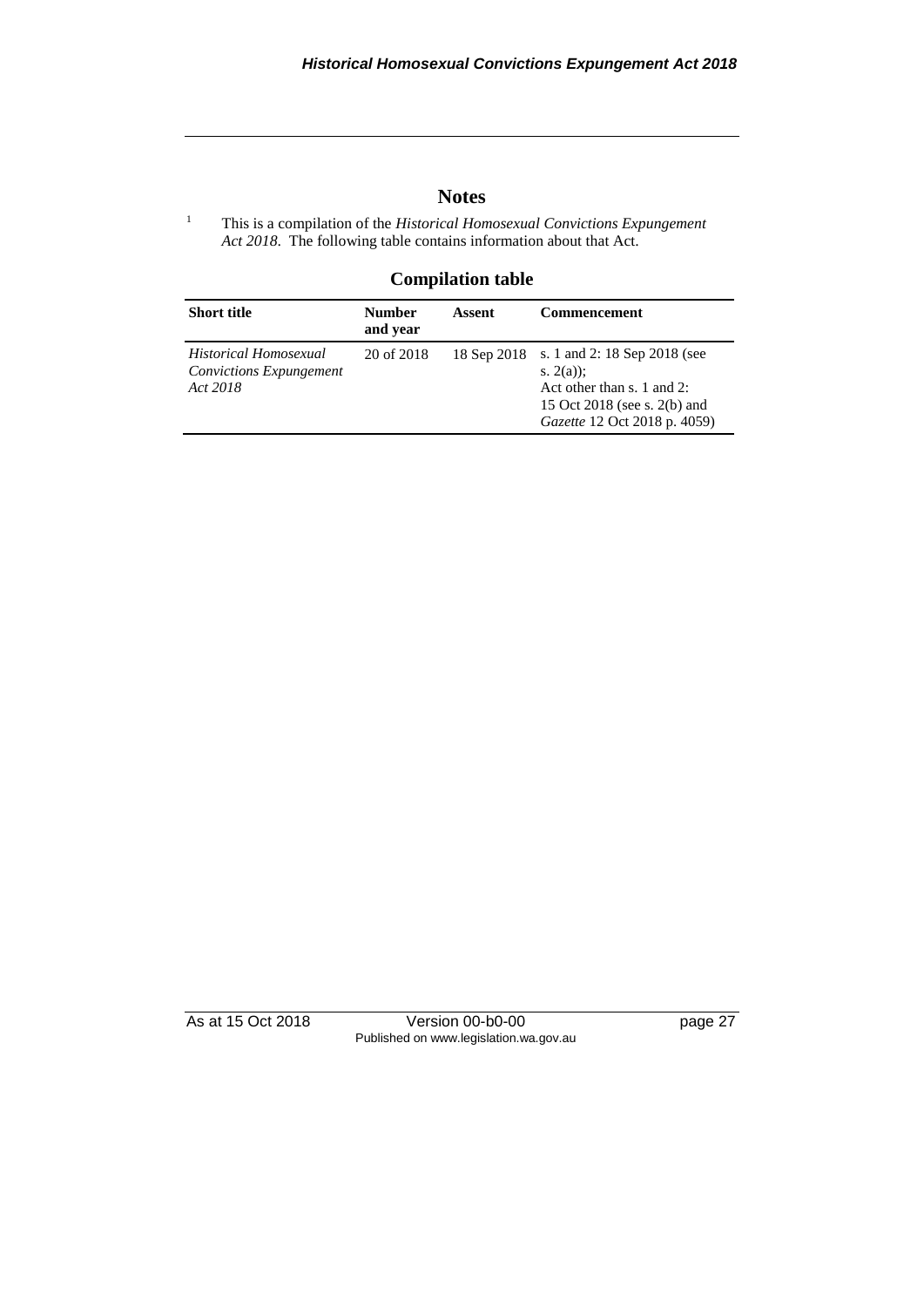## Notes

[1] This is a compilation of the *Historical Homosexual Convictions Expungement Act 2018*. The following table contains information about that Act.

### Compilation table

| Short title | Number and year | Assent | Commencement |
|---|---|---|---|
| *Historical Homosexual Convictions Expungement Act 2018* | 20 of 2018 | 18 Sep 2018 | s. 1 and 2: 18 Sep 2018 (see s. 2(a)); Act other than s. 1 and 2: 15 Oct 2018 (see s. 2(b) and *Gazette* 12 Oct 2018 p. 4059) |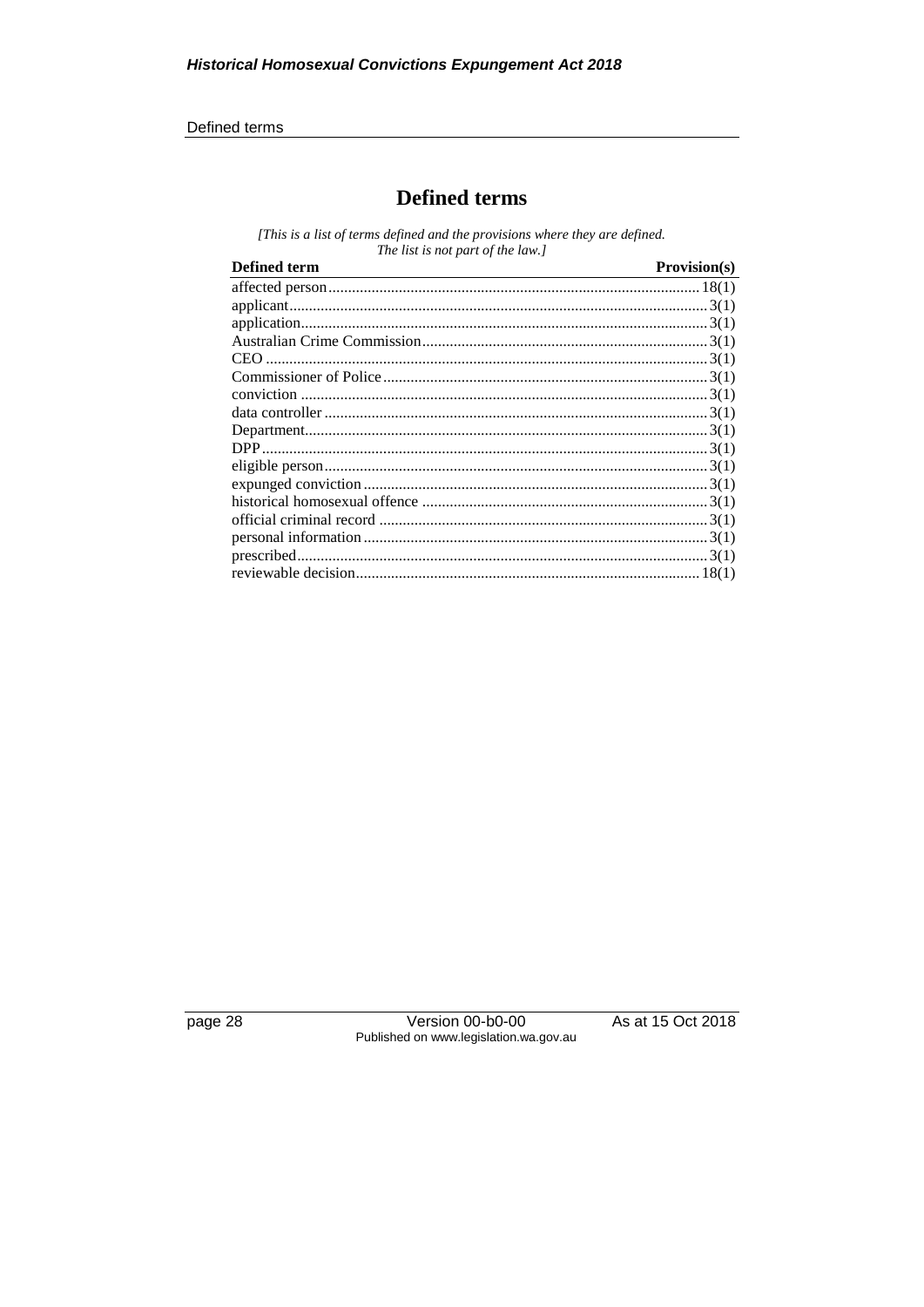# Defined terms

*[This is a list of terms defined and the provisions where they are defined. The list is not part of the law.]*

| Defined term | Provision(s) |
| --- | --- |
| affected person | 18(1) |
| applicant | 3(1) |
| application | 3(1) |
| Australian Crime Commission | 3(1) |
| CEO | 3(1) |
| Commissioner of Police | 3(1) |
| conviction | 3(1) |
| data controller | 3(1) |
| Department | 3(1) |
| DPP | 3(1) |
| eligible person | 3(1) |
| expunged conviction | 3(1) |
| historical homosexual offence | 3(1) |
| official criminal record | 3(1) |
| personal information | 3(1) |
| prescribed | 3(1) |
| reviewable decision | 18(1) |